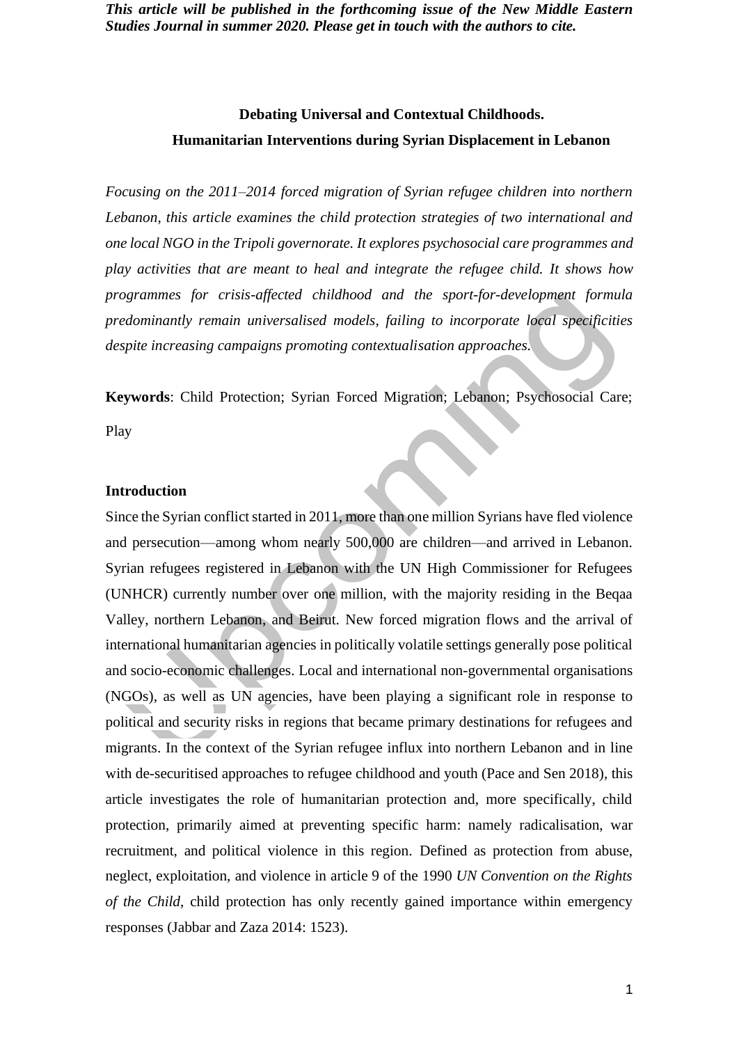***This article will be published in the forthcoming issue of the New Middle Eastern Studies Journal in summer 2020. Please get in touch with the authors to cite.***

# Debating Universal and Contextual Childhoods. Humanitarian Interventions during Syrian Displacement in Lebanon

*Focusing on the 2011–2014 forced migration of Syrian refugee children into northern Lebanon, this article examines the child protection strategies of two international and one local NGO in the Tripoli governorate. It explores psychosocial care programmes and play activities that are meant to heal and integrate the refugee child. It shows how programmes for crisis-affected childhood and the sport-for-development formula predominantly remain universalised models, failing to incorporate local specificities despite increasing campaigns promoting contextualisation approaches.*

**Keywords**: Child Protection; Syrian Forced Migration; Lebanon; Psychosocial Care; Play

## Introduction

Since the Syrian conflict started in 2011, more than one million Syrians have fled violence and persecution—among whom nearly 500,000 are children—and arrived in Lebanon. Syrian refugees registered in Lebanon with the UN High Commissioner for Refugees (UNHCR) currently number over one million, with the majority residing in the Beqaa Valley, northern Lebanon, and Beirut. New forced migration flows and the arrival of international humanitarian agencies in politically volatile settings generally pose political and socio-economic challenges. Local and international non-governmental organisations (NGOs), as well as UN agencies, have been playing a significant role in response to political and security risks in regions that became primary destinations for refugees and migrants. In the context of the Syrian refugee influx into northern Lebanon and in line with de-securitised approaches to refugee childhood and youth (Pace and Sen 2018), this article investigates the role of humanitarian protection and, more specifically, child protection, primarily aimed at preventing specific harm: namely radicalisation, war recruitment, and political violence in this region. Defined as protection from abuse, neglect, exploitation, and violence in article 9 of the 1990 *UN Convention on the Rights of the Child*, child protection has only recently gained importance within emergency responses (Jabbar and Zaza 2014: 1523).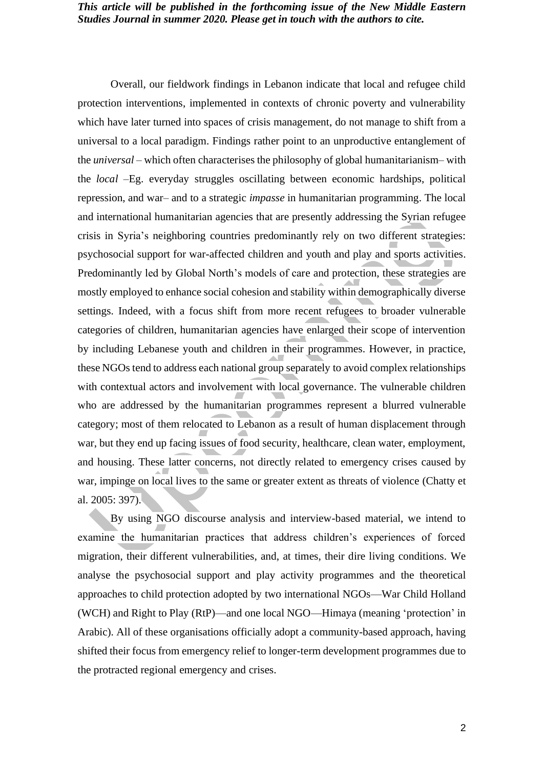Overall, our fieldwork findings in Lebanon indicate that local and refugee child protection interventions, implemented in contexts of chronic poverty and vulnerability which have later turned into spaces of crisis management, do not manage to shift from a universal to a local paradigm. Findings rather point to an unproductive entanglement of the *universal* – which often characterises the philosophy of global humanitarianism– with the *local* –Eg. everyday struggles oscillating between economic hardships, political repression, and war– and to a strategic *impasse* in humanitarian programming. The local and international humanitarian agencies that are presently addressing the Syrian refugee crisis in Syria's neighboring countries predominantly rely on two different strategies: psychosocial support for war-affected children and youth and play and sports activities. Predominantly led by Global North's models of care and protection, these strategies are mostly employed to enhance social cohesion and stability within demographically diverse settings. Indeed, with a focus shift from more recent refugees to broader vulnerable categories of children, humanitarian agencies have enlarged their scope of intervention by including Lebanese youth and children in their programmes. However, in practice, these NGOs tend to address each national group separately to avoid complex relationships with contextual actors and involvement with local governance. The vulnerable children who are addressed by the humanitarian programmes represent a blurred vulnerable category; most of them relocated to Lebanon as a result of human displacement through war, but they end up facing issues of food security, healthcare, clean water, employment, and housing. These latter concerns, not directly related to emergency crises caused by war, impinge on local lives to the same or greater extent as threats of violence (Chatty et al. 2005: 397).

By using NGO discourse analysis and interview-based material, we intend to examine the humanitarian practices that address children's experiences of forced migration, their different vulnerabilities, and, at times, their dire living conditions. We analyse the psychosocial support and play activity programmes and the theoretical approaches to child protection adopted by two international NGOs—War Child Holland (WCH) and Right to Play (RtP)—and one local NGO—Himaya (meaning 'protection' in Arabic). All of these organisations officially adopt a community-based approach, having shifted their focus from emergency relief to longer-term development programmes due to the protracted regional emergency and crises.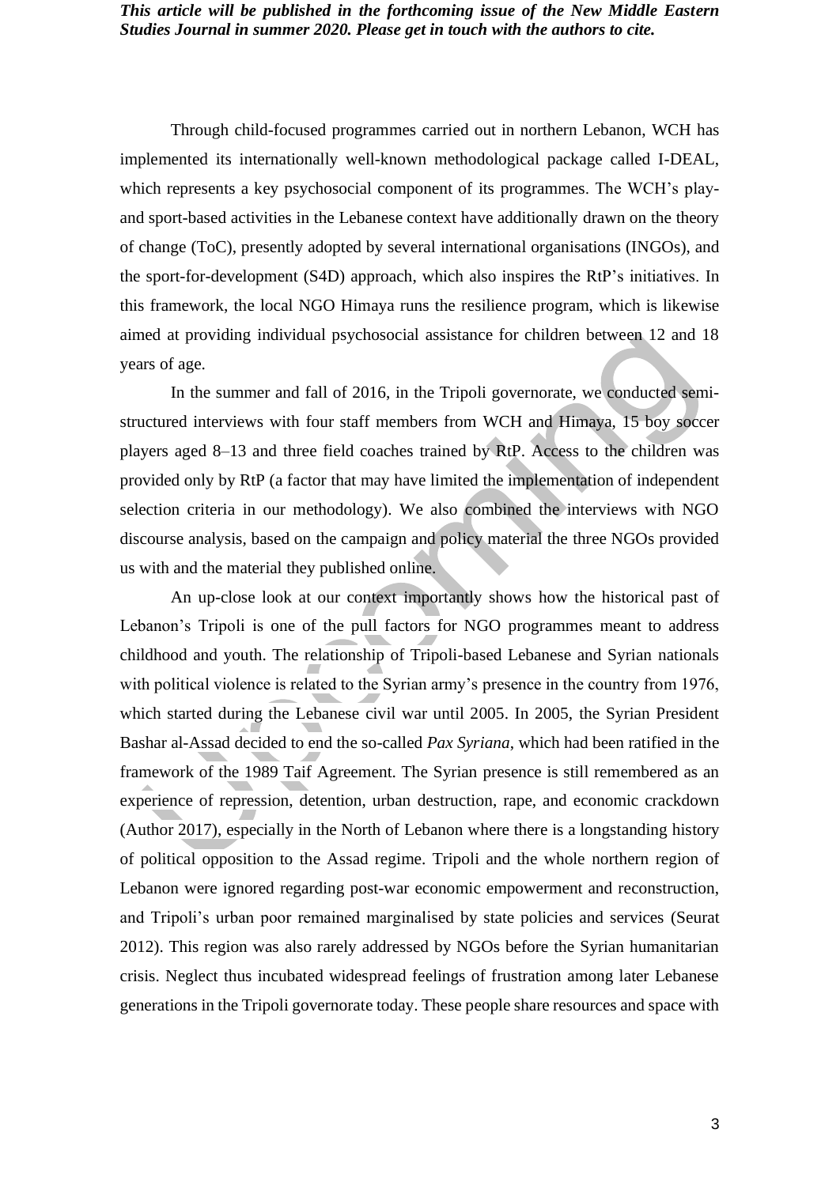Through child-focused programmes carried out in northern Lebanon, WCH has implemented its internationally well-known methodological package called I-DEAL, which represents a key psychosocial component of its programmes. The WCH's play- and sport-based activities in the Lebanese context have additionally drawn on the theory of change (ToC), presently adopted by several international organisations (INGOs), and the sport-for-development (S4D) approach, which also inspires the RtP's initiatives. In this framework, the local NGO Himaya runs the resilience program, which is likewise aimed at providing individual psychosocial assistance for children between 12 and 18 years of age.

In the summer and fall of 2016, in the Tripoli governorate, we conducted semi-structured interviews with four staff members from WCH and Himaya, 15 boy soccer players aged 8–13 and three field coaches trained by RtP. Access to the children was provided only by RtP (a factor that may have limited the implementation of independent selection criteria in our methodology). We also combined the interviews with NGO discourse analysis, based on the campaign and policy material the three NGOs provided us with and the material they published online.

An up-close look at our context importantly shows how the historical past of Lebanon's Tripoli is one of the pull factors for NGO programmes meant to address childhood and youth. The relationship of Tripoli-based Lebanese and Syrian nationals with political violence is related to the Syrian army's presence in the country from 1976, which started during the Lebanese civil war until 2005. In 2005, the Syrian President Bashar al-Assad decided to end the so-called *Pax Syriana*, which had been ratified in the framework of the 1989 Taif Agreement. The Syrian presence is still remembered as an experience of repression, detention, urban destruction, rape, and economic crackdown (Author 2017), especially in the North of Lebanon where there is a longstanding history of political opposition to the Assad regime. Tripoli and the whole northern region of Lebanon were ignored regarding post-war economic empowerment and reconstruction, and Tripoli's urban poor remained marginalised by state policies and services (Seurat 2012). This region was also rarely addressed by NGOs before the Syrian humanitarian crisis. Neglect thus incubated widespread feelings of frustration among later Lebanese generations in the Tripoli governorate today. These people share resources and space with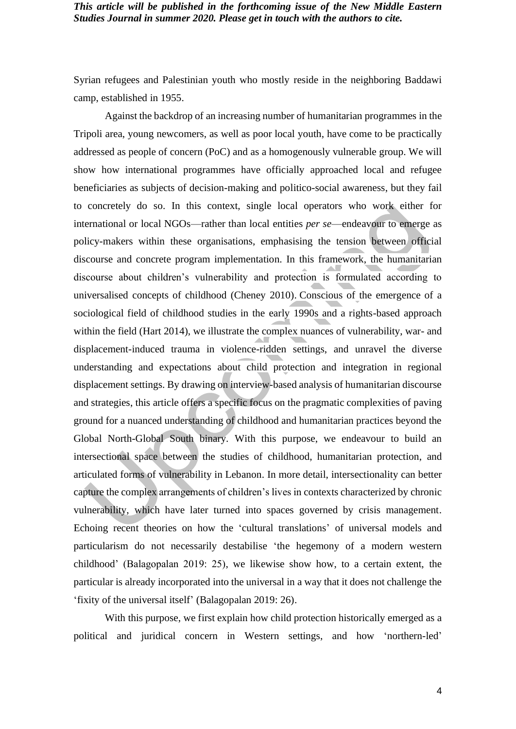Syrian refugees and Palestinian youth who mostly reside in the neighboring Baddawi camp, established in 1955.

Against the backdrop of an increasing number of humanitarian programmes in the Tripoli area, young newcomers, as well as poor local youth, have come to be practically addressed as people of concern (PoC) and as a homogenously vulnerable group. We will show how international programmes have officially approached local and refugee beneficiaries as subjects of decision-making and politico-social awareness, but they fail to concretely do so. In this context, single local operators who work either for international or local NGOs—rather than local entities *per se*—endeavour to emerge as policy-makers within these organisations, emphasising the tension between official discourse and concrete program implementation. In this framework, the humanitarian discourse about children's vulnerability and protection is formulated according to universalised concepts of childhood (Cheney 2010). Conscious of the emergence of a sociological field of childhood studies in the early 1990s and a rights-based approach within the field (Hart 2014), we illustrate the complex nuances of vulnerability, war- and displacement-induced trauma in violence-ridden settings, and unravel the diverse understanding and expectations about child protection and integration in regional displacement settings. By drawing on interview-based analysis of humanitarian discourse and strategies, this article offers a specific focus on the pragmatic complexities of paving ground for a nuanced understanding of childhood and humanitarian practices beyond the Global North-Global South binary. With this purpose, we endeavour to build an intersectional space between the studies of childhood, humanitarian protection, and articulated forms of vulnerability in Lebanon. In more detail, intersectionality can better capture the complex arrangements of children's lives in contexts characterized by chronic vulnerability, which have later turned into spaces governed by crisis management. Echoing recent theories on how the 'cultural translations' of universal models and particularism do not necessarily destabilise 'the hegemony of a modern western childhood' (Balagopalan 2019: 25), we likewise show how, to a certain extent, the particular is already incorporated into the universal in a way that it does not challenge the 'fixity of the universal itself' (Balagopalan 2019: 26).

With this purpose, we first explain how child protection historically emerged as a political and juridical concern in Western settings, and how 'northern-led'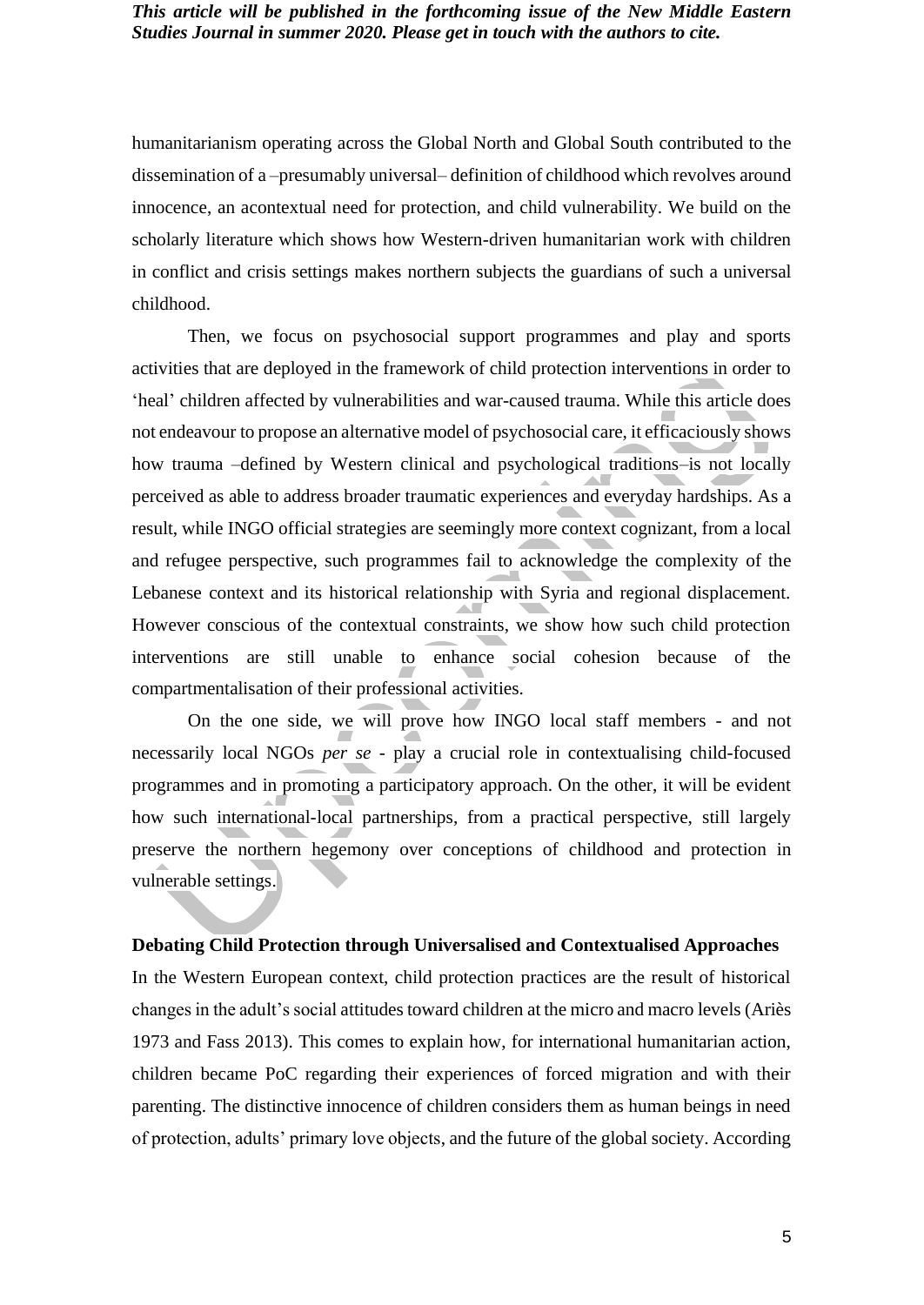humanitarianism operating across the Global North and Global South contributed to the dissemination of a –presumably universal– definition of childhood which revolves around innocence, an acontextual need for protection, and child vulnerability. We build on the scholarly literature which shows how Western-driven humanitarian work with children in conflict and crisis settings makes northern subjects the guardians of such a universal childhood.

Then, we focus on psychosocial support programmes and play and sports activities that are deployed in the framework of child protection interventions in order to 'heal' children affected by vulnerabilities and war-caused trauma. While this article does not endeavour to propose an alternative model of psychosocial care, it efficaciously shows how trauma –defined by Western clinical and psychological traditions–is not locally perceived as able to address broader traumatic experiences and everyday hardships. As a result, while INGO official strategies are seemingly more context cognizant, from a local and refugee perspective, such programmes fail to acknowledge the complexity of the Lebanese context and its historical relationship with Syria and regional displacement. However conscious of the contextual constraints, we show how such child protection interventions are still unable to enhance social cohesion because of the compartmentalisation of their professional activities.

On the one side, we will prove how INGO local staff members - and not necessarily local NGOs *per se* - play a crucial role in contextualising child-focused programmes and in promoting a participatory approach. On the other, it will be evident how such international-local partnerships, from a practical perspective, still largely preserve the northern hegemony over conceptions of childhood and protection in vulnerable settings.

## Debating Child Protection through Universalised and Contextualised Approaches

In the Western European context, child protection practices are the result of historical changes in the adult's social attitudes toward children at the micro and macro levels (Ariès 1973 and Fass 2013). This comes to explain how, for international humanitarian action, children became PoC regarding their experiences of forced migration and with their parenting. The distinctive innocence of children considers them as human beings in need of protection, adults' primary love objects, and the future of the global society. According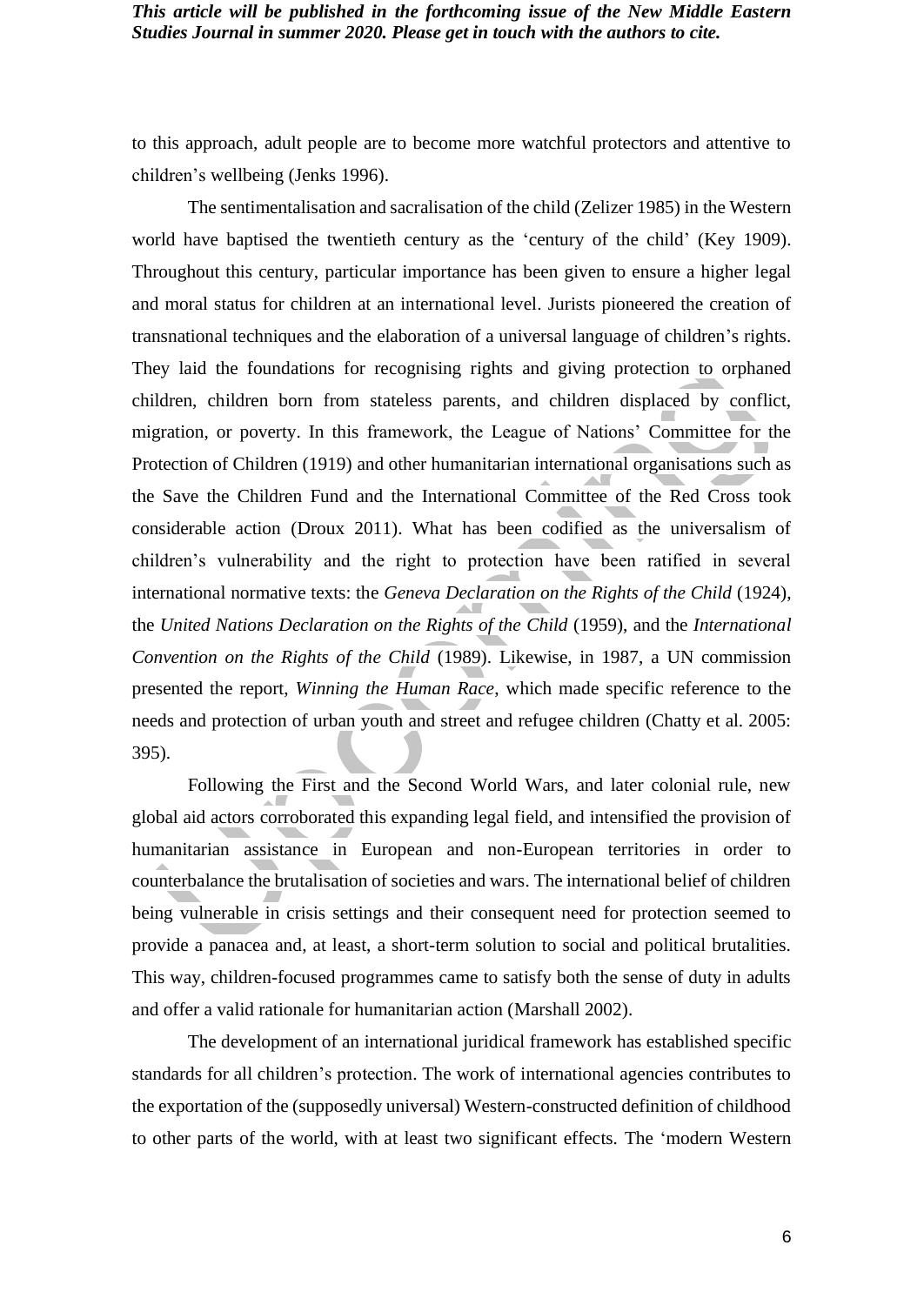to this approach, adult people are to become more watchful protectors and attentive to children's wellbeing (Jenks 1996).

The sentimentalisation and sacralisation of the child (Zelizer 1985) in the Western world have baptised the twentieth century as the 'century of the child' (Key 1909). Throughout this century, particular importance has been given to ensure a higher legal and moral status for children at an international level. Jurists pioneered the creation of transnational techniques and the elaboration of a universal language of children's rights. They laid the foundations for recognising rights and giving protection to orphaned children, children born from stateless parents, and children displaced by conflict, migration, or poverty. In this framework, the League of Nations' Committee for the Protection of Children (1919) and other humanitarian international organisations such as the Save the Children Fund and the International Committee of the Red Cross took considerable action (Droux 2011). What has been codified as the universalism of children's vulnerability and the right to protection have been ratified in several international normative texts: the *Geneva Declaration on the Rights of the Child* (1924), the *United Nations Declaration on the Rights of the Child* (1959), and the *International Convention on the Rights of the Child* (1989). Likewise, in 1987, a UN commission presented the report, *Winning the Human Race*, which made specific reference to the needs and protection of urban youth and street and refugee children (Chatty et al. 2005: 395).

Following the First and the Second World Wars, and later colonial rule, new global aid actors corroborated this expanding legal field, and intensified the provision of humanitarian assistance in European and non-European territories in order to counterbalance the brutalisation of societies and wars. The international belief of children being vulnerable in crisis settings and their consequent need for protection seemed to provide a panacea and, at least, a short-term solution to social and political brutalities. This way, children-focused programmes came to satisfy both the sense of duty in adults and offer a valid rationale for humanitarian action (Marshall 2002).

The development of an international juridical framework has established specific standards for all children's protection. The work of international agencies contributes to the exportation of the (supposedly universal) Western-constructed definition of childhood to other parts of the world, with at least two significant effects. The 'modern Western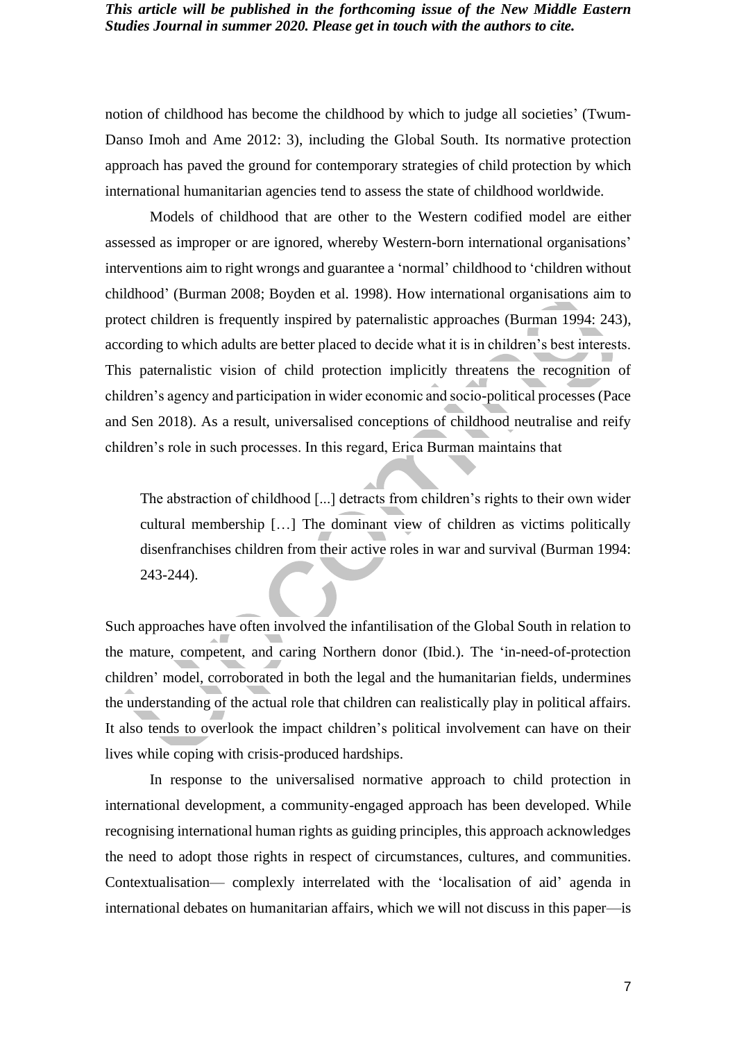notion of childhood has become the childhood by which to judge all societies' (Twum-Danso Imoh and Ame 2012: 3), including the Global South. Its normative protection approach has paved the ground for contemporary strategies of child protection by which international humanitarian agencies tend to assess the state of childhood worldwide.

Models of childhood that are other to the Western codified model are either assessed as improper or are ignored, whereby Western-born international organisations' interventions aim to right wrongs and guarantee a 'normal' childhood to 'children without childhood' (Burman 2008; Boyden et al. 1998). How international organisations aim to protect children is frequently inspired by paternalistic approaches (Burman 1994: 243), according to which adults are better placed to decide what it is in children's best interests. This paternalistic vision of child protection implicitly threatens the recognition of children's agency and participation in wider economic and socio-political processes (Pace and Sen 2018). As a result, universalised conceptions of childhood neutralise and reify children's role in such processes. In this regard, Erica Burman maintains that

> The abstraction of childhood [...] detracts from children's rights to their own wider cultural membership […] The dominant view of children as victims politically disenfranchises children from their active roles in war and survival (Burman 1994: 243-244).

Such approaches have often involved the infantilisation of the Global South in relation to the mature, competent, and caring Northern donor (Ibid.). The 'in-need-of-protection children' model, corroborated in both the legal and the humanitarian fields, undermines the understanding of the actual role that children can realistically play in political affairs. It also tends to overlook the impact children's political involvement can have on their lives while coping with crisis-produced hardships.

In response to the universalised normative approach to child protection in international development, a community-engaged approach has been developed. While recognising international human rights as guiding principles, this approach acknowledges the need to adopt those rights in respect of circumstances, cultures, and communities. Contextualisation— complexly interrelated with the 'localisation of aid' agenda in international debates on humanitarian affairs, which we will not discuss in this paper—is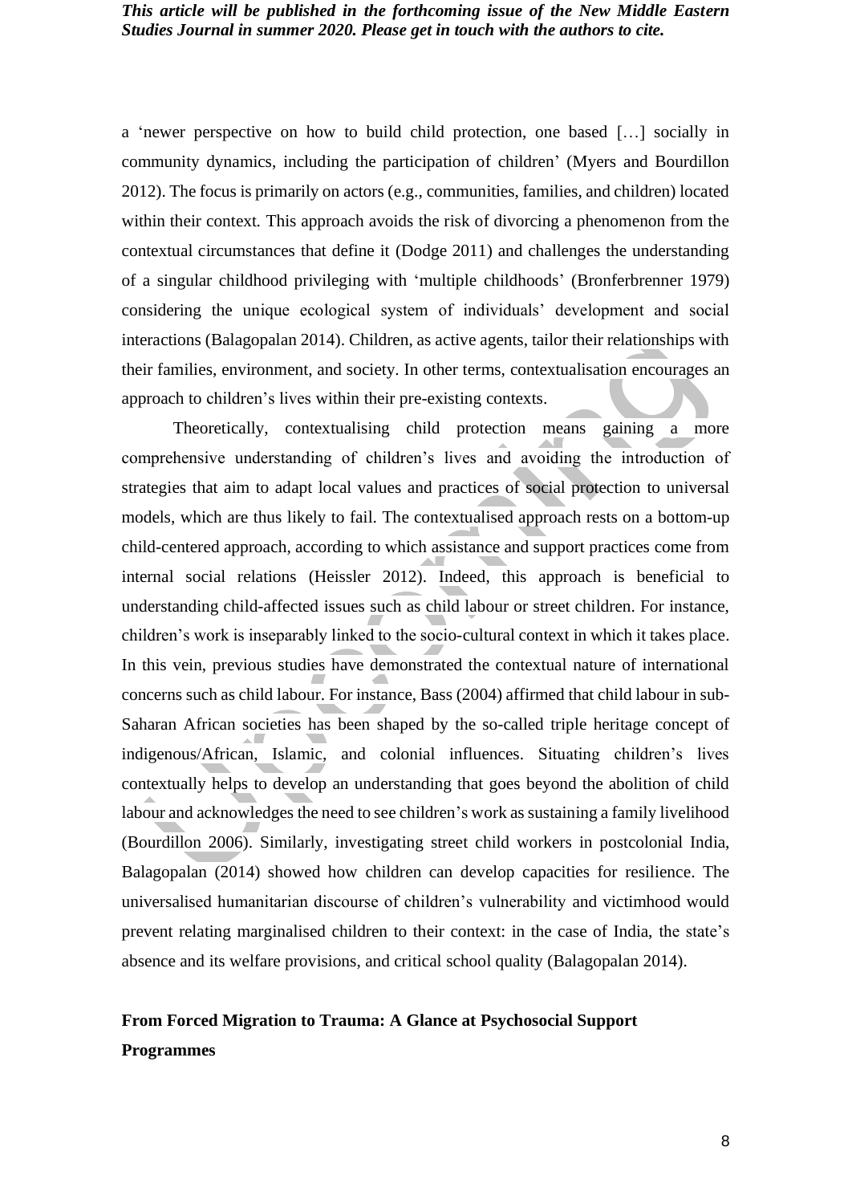a 'newer perspective on how to build child protection, one based […] socially in community dynamics, including the participation of children' (Myers and Bourdillon 2012). The focus is primarily on actors (e.g., communities, families, and children) located within their context. This approach avoids the risk of divorcing a phenomenon from the contextual circumstances that define it (Dodge 2011) and challenges the understanding of a singular childhood privileging with 'multiple childhoods' (Bronferbrenner 1979) considering the unique ecological system of individuals' development and social interactions (Balagopalan 2014). Children, as active agents, tailor their relationships with their families, environment, and society. In other terms, contextualisation encourages an approach to children's lives within their pre-existing contexts.

Theoretically, contextualising child protection means gaining a more comprehensive understanding of children's lives and avoiding the introduction of strategies that aim to adapt local values and practices of social protection to universal models, which are thus likely to fail. The contextualised approach rests on a bottom-up child-centered approach, according to which assistance and support practices come from internal social relations (Heissler 2012). Indeed, this approach is beneficial to understanding child-affected issues such as child labour or street children. For instance, children's work is inseparably linked to the socio-cultural context in which it takes place. In this vein, previous studies have demonstrated the contextual nature of international concerns such as child labour. For instance, Bass (2004) affirmed that child labour in sub-Saharan African societies has been shaped by the so-called triple heritage concept of indigenous/African, Islamic, and colonial influences. Situating children's lives contextually helps to develop an understanding that goes beyond the abolition of child labour and acknowledges the need to see children's work as sustaining a family livelihood (Bourdillon 2006). Similarly, investigating street child workers in postcolonial India, Balagopalan (2014) showed how children can develop capacities for resilience. The universalised humanitarian discourse of children's vulnerability and victimhood would prevent relating marginalised children to their context: in the case of India, the state's absence and its welfare provisions, and critical school quality (Balagopalan 2014).

## From Forced Migration to Trauma: A Glance at Psychosocial Support Programmes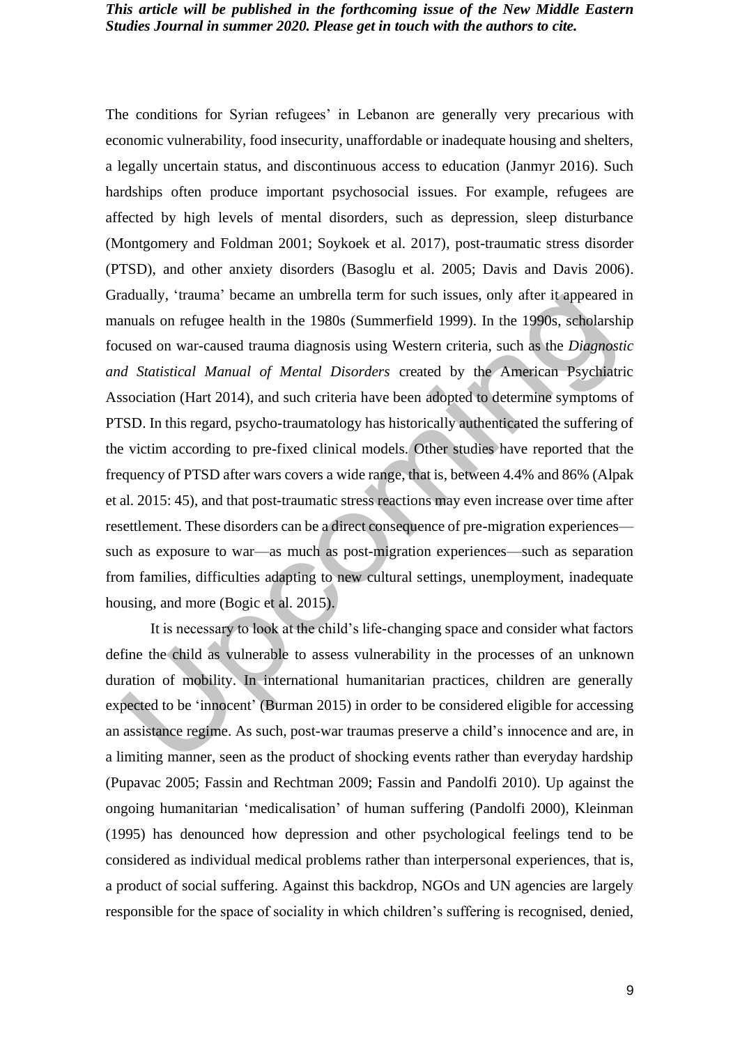The conditions for Syrian refugees' in Lebanon are generally very precarious with economic vulnerability, food insecurity, unaffordable or inadequate housing and shelters, a legally uncertain status, and discontinuous access to education (Janmyr 2016). Such hardships often produce important psychosocial issues. For example, refugees are affected by high levels of mental disorders, such as depression, sleep disturbance (Montgomery and Foldman 2001; Soykoek et al. 2017), post-traumatic stress disorder (PTSD), and other anxiety disorders (Basoglu et al. 2005; Davis and Davis 2006). Gradually, 'trauma' became an umbrella term for such issues, only after it appeared in manuals on refugee health in the 1980s (Summerfield 1999). In the 1990s, scholarship focused on war-caused trauma diagnosis using Western criteria, such as the *Diagnostic and Statistical Manual of Mental Disorders* created by the American Psychiatric Association (Hart 2014), and such criteria have been adopted to determine symptoms of PTSD. In this regard, psycho-traumatology has historically authenticated the suffering of the victim according to pre-fixed clinical models. Other studies have reported that the frequency of PTSD after wars covers a wide range, that is, between 4.4% and 86% (Alpak et al. 2015: 45), and that post-traumatic stress reactions may even increase over time after resettlement. These disorders can be a direct consequence of pre-migration experiences—such as exposure to war—as much as post-migration experiences—such as separation from families, difficulties adapting to new cultural settings, unemployment, inadequate housing, and more (Bogic et al. 2015).

It is necessary to look at the child's life-changing space and consider what factors define the child as vulnerable to assess vulnerability in the processes of an unknown duration of mobility. In international humanitarian practices, children are generally expected to be 'innocent' (Burman 2015) in order to be considered eligible for accessing an assistance regime. As such, post-war traumas preserve a child's innocence and are, in a limiting manner, seen as the product of shocking events rather than everyday hardship (Pupavac 2005; Fassin and Rechtman 2009; Fassin and Pandolfi 2010). Up against the ongoing humanitarian 'medicalisation' of human suffering (Pandolfi 2000), Kleinman (1995) has denounced how depression and other psychological feelings tend to be considered as individual medical problems rather than interpersonal experiences, that is, a product of social suffering. Against this backdrop, NGOs and UN agencies are largely responsible for the space of sociality in which children's suffering is recognised, denied,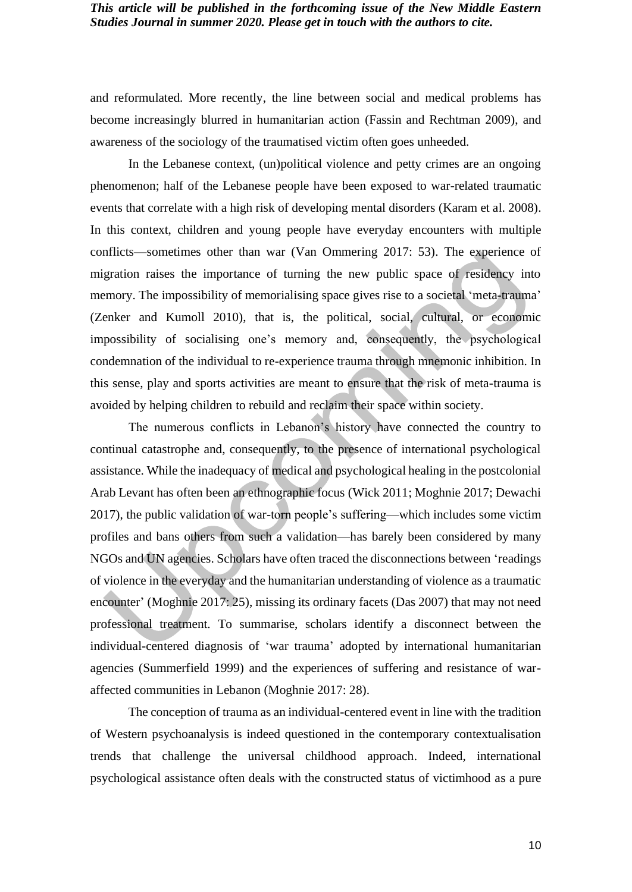and reformulated. More recently, the line between social and medical problems has become increasingly blurred in humanitarian action (Fassin and Rechtman 2009), and awareness of the sociology of the traumatised victim often goes unheeded.

In the Lebanese context, (un)political violence and petty crimes are an ongoing phenomenon; half of the Lebanese people have been exposed to war-related traumatic events that correlate with a high risk of developing mental disorders (Karam et al. 2008). In this context, children and young people have everyday encounters with multiple conflicts—sometimes other than war (Van Ommering 2017: 53). The experience of migration raises the importance of turning the new public space of residency into memory. The impossibility of memorialising space gives rise to a societal 'meta-trauma' (Zenker and Kumoll 2010), that is, the political, social, cultural, or economic impossibility of socialising one's memory and, consequently, the psychological condemnation of the individual to re-experience trauma through mnemonic inhibition. In this sense, play and sports activities are meant to ensure that the risk of meta-trauma is avoided by helping children to rebuild and reclaim their space within society.

The numerous conflicts in Lebanon's history have connected the country to continual catastrophe and, consequently, to the presence of international psychological assistance. While the inadequacy of medical and psychological healing in the postcolonial Arab Levant has often been an ethnographic focus (Wick 2011; Moghnie 2017; Dewachi 2017), the public validation of war-torn people's suffering—which includes some victim profiles and bans others from such a validation—has barely been considered by many NGOs and UN agencies. Scholars have often traced the disconnections between 'readings of violence in the everyday and the humanitarian understanding of violence as a traumatic encounter' (Moghnie 2017: 25), missing its ordinary facets (Das 2007) that may not need professional treatment. To summarise, scholars identify a disconnect between the individual-centered diagnosis of 'war trauma' adopted by international humanitarian agencies (Summerfield 1999) and the experiences of suffering and resistance of war-affected communities in Lebanon (Moghnie 2017: 28).

The conception of trauma as an individual-centered event in line with the tradition of Western psychoanalysis is indeed questioned in the contemporary contextualisation trends that challenge the universal childhood approach. Indeed, international psychological assistance often deals with the constructed status of victimhood as a pure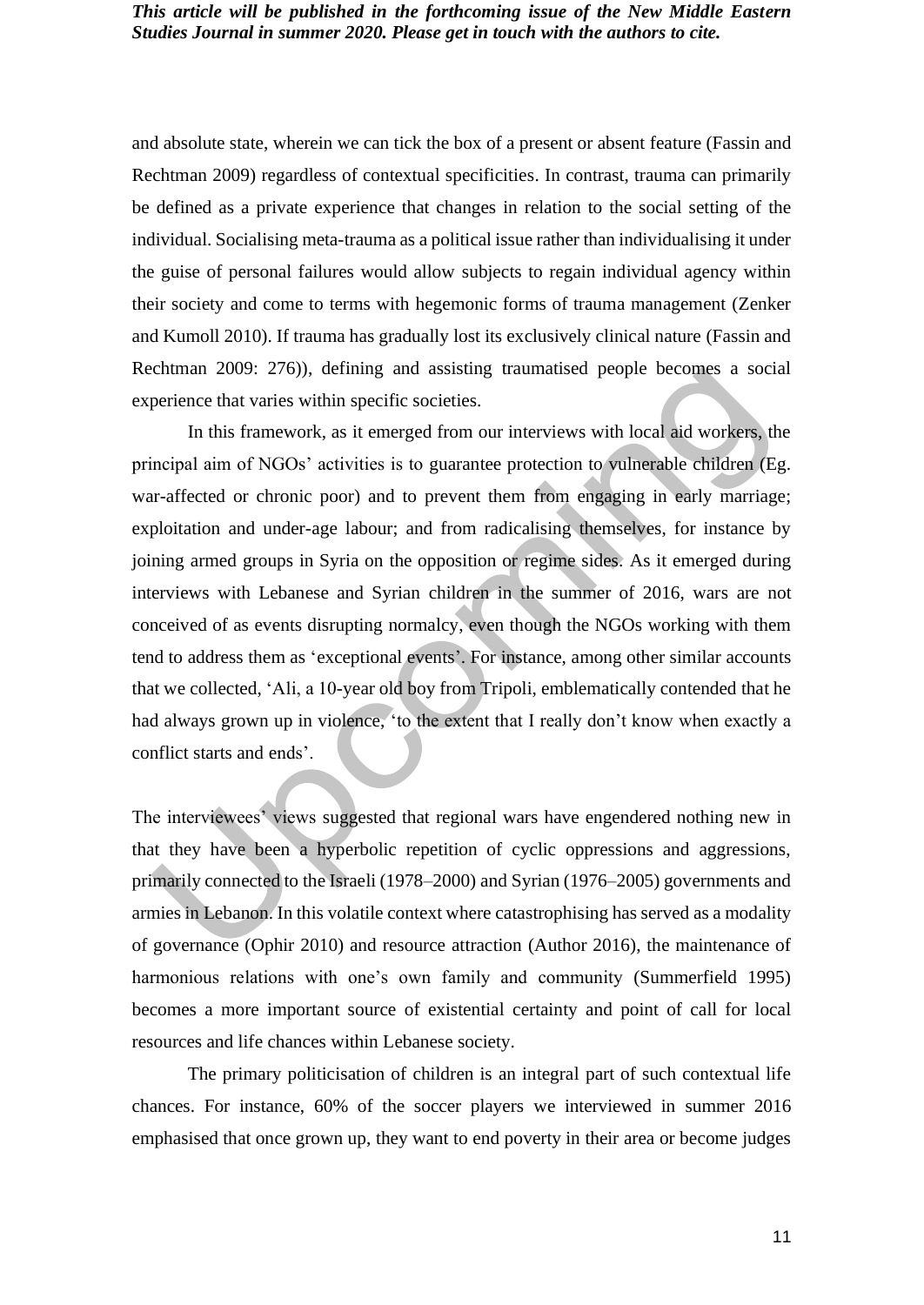and absolute state, wherein we can tick the box of a present or absent feature (Fassin and Rechtman 2009) regardless of contextual specificities. In contrast, trauma can primarily be defined as a private experience that changes in relation to the social setting of the individual. Socialising meta-trauma as a political issue rather than individualising it under the guise of personal failures would allow subjects to regain individual agency within their society and come to terms with hegemonic forms of trauma management (Zenker and Kumoll 2010). If trauma has gradually lost its exclusively clinical nature (Fassin and Rechtman 2009: 276)), defining and assisting traumatised people becomes a social experience that varies within specific societies.

In this framework, as it emerged from our interviews with local aid workers, the principal aim of NGOs' activities is to guarantee protection to vulnerable children (Eg. war-affected or chronic poor) and to prevent them from engaging in early marriage; exploitation and under-age labour; and from radicalising themselves, for instance by joining armed groups in Syria on the opposition or regime sides. As it emerged during interviews with Lebanese and Syrian children in the summer of 2016, wars are not conceived of as events disrupting normalcy, even though the NGOs working with them tend to address them as 'exceptional events'. For instance, among other similar accounts that we collected, 'Ali, a 10-year old boy from Tripoli, emblematically contended that he had always grown up in violence, 'to the extent that I really don't know when exactly a conflict starts and ends'.

The interviewees' views suggested that regional wars have engendered nothing new in that they have been a hyperbolic repetition of cyclic oppressions and aggressions, primarily connected to the Israeli (1978–2000) and Syrian (1976–2005) governments and armies in Lebanon. In this volatile context where catastrophising has served as a modality of governance (Ophir 2010) and resource attraction (Author 2016), the maintenance of harmonious relations with one's own family and community (Summerfield 1995) becomes a more important source of existential certainty and point of call for local resources and life chances within Lebanese society.

The primary politicisation of children is an integral part of such contextual life chances. For instance, 60% of the soccer players we interviewed in summer 2016 emphasised that once grown up, they want to end poverty in their area or become judges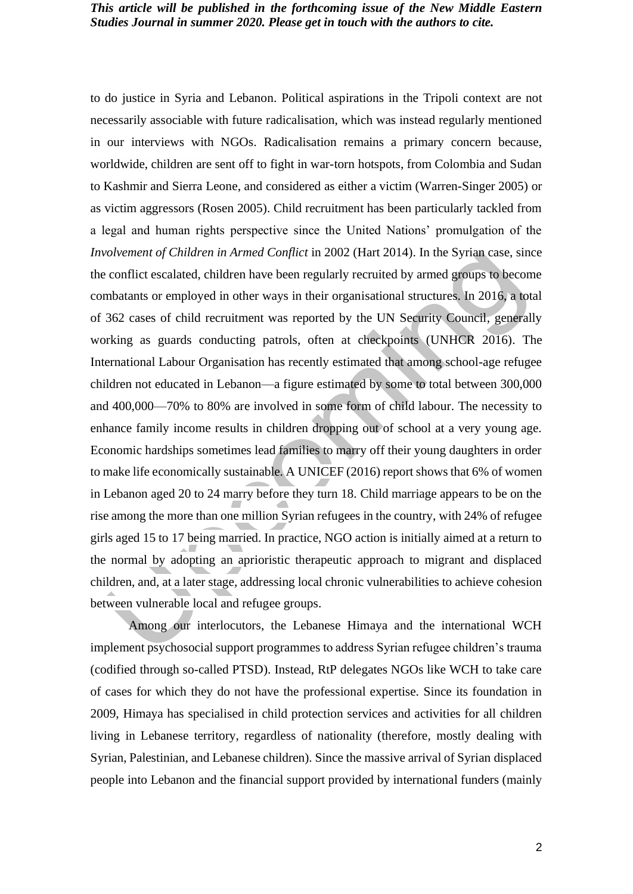to do justice in Syria and Lebanon. Political aspirations in the Tripoli context are not necessarily associable with future radicalisation, which was instead regularly mentioned in our interviews with NGOs. Radicalisation remains a primary concern because, worldwide, children are sent off to fight in war-torn hotspots, from Colombia and Sudan to Kashmir and Sierra Leone, and considered as either a victim (Warren-Singer 2005) or as victim aggressors (Rosen 2005). Child recruitment has been particularly tackled from a legal and human rights perspective since the United Nations' promulgation of the *Involvement of Children in Armed Conflict* in 2002 (Hart 2014). In the Syrian case, since the conflict escalated, children have been regularly recruited by armed groups to become combatants or employed in other ways in their organisational structures. In 2016, a total of 362 cases of child recruitment was reported by the UN Security Council, generally working as guards conducting patrols, often at checkpoints (UNHCR 2016). The International Labour Organisation has recently estimated that among school-age refugee children not educated in Lebanon—a figure estimated by some to total between 300,000 and 400,000—70% to 80% are involved in some form of child labour. The necessity to enhance family income results in children dropping out of school at a very young age. Economic hardships sometimes lead families to marry off their young daughters in order to make life economically sustainable. A UNICEF (2016) report shows that 6% of women in Lebanon aged 20 to 24 marry before they turn 18. Child marriage appears to be on the rise among the more than one million Syrian refugees in the country, with 24% of refugee girls aged 15 to 17 being married. In practice, NGO action is initially aimed at a return to the normal by adopting an aprioristic therapeutic approach to migrant and displaced children, and, at a later stage, addressing local chronic vulnerabilities to achieve cohesion between vulnerable local and refugee groups.

Among our interlocutors, the Lebanese Himaya and the international WCH implement psychosocial support programmes to address Syrian refugee children's trauma (codified through so-called PTSD). Instead, RtP delegates NGOs like WCH to take care of cases for which they do not have the professional expertise. Since its foundation in 2009, Himaya has specialised in child protection services and activities for all children living in Lebanese territory, regardless of nationality (therefore, mostly dealing with Syrian, Palestinian, and Lebanese children). Since the massive arrival of Syrian displaced people into Lebanon and the financial support provided by international funders (mainly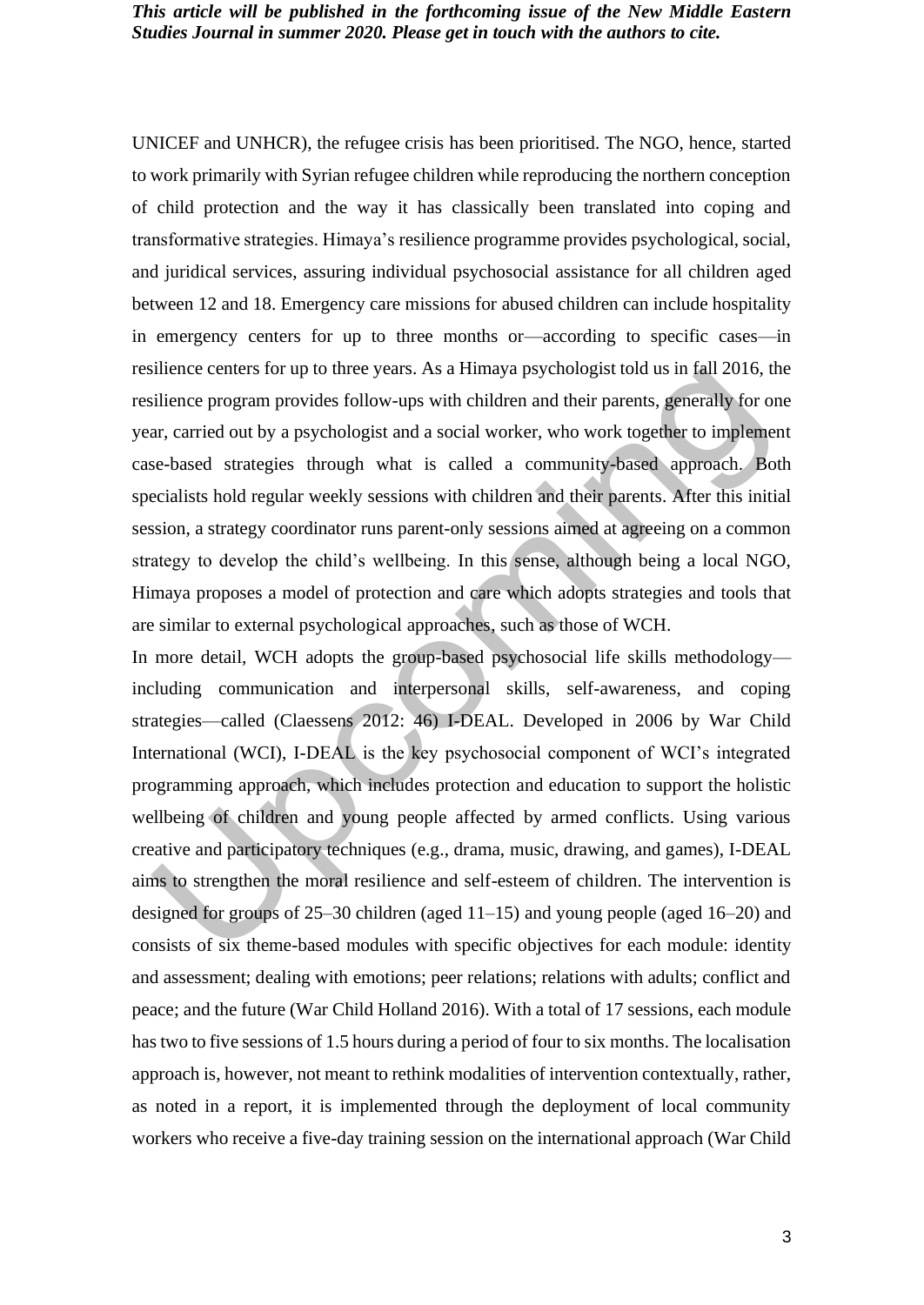UNICEF and UNHCR), the refugee crisis has been prioritised. The NGO, hence, started to work primarily with Syrian refugee children while reproducing the northern conception of child protection and the way it has classically been translated into coping and transformative strategies. Himaya's resilience programme provides psychological, social, and juridical services, assuring individual psychosocial assistance for all children aged between 12 and 18. Emergency care missions for abused children can include hospitality in emergency centers for up to three months or—according to specific cases—in resilience centers for up to three years. As a Himaya psychologist told us in fall 2016, the resilience program provides follow-ups with children and their parents, generally for one year, carried out by a psychologist and a social worker, who work together to implement case-based strategies through what is called a community-based approach. Both specialists hold regular weekly sessions with children and their parents. After this initial session, a strategy coordinator runs parent-only sessions aimed at agreeing on a common strategy to develop the child's wellbeing. In this sense, although being a local NGO, Himaya proposes a model of protection and care which adopts strategies and tools that are similar to external psychological approaches, such as those of WCH.

In more detail, WCH adopts the group-based psychosocial life skills methodology—including communication and interpersonal skills, self-awareness, and coping strategies—called (Claessens 2012: 46) I-DEAL. Developed in 2006 by War Child International (WCI), I-DEAL is the key psychosocial component of WCI's integrated programming approach, which includes protection and education to support the holistic wellbeing of children and young people affected by armed conflicts. Using various creative and participatory techniques (e.g., drama, music, drawing, and games), I-DEAL aims to strengthen the moral resilience and self-esteem of children. The intervention is designed for groups of 25–30 children (aged 11–15) and young people (aged 16–20) and consists of six theme-based modules with specific objectives for each module: identity and assessment; dealing with emotions; peer relations; relations with adults; conflict and peace; and the future (War Child Holland 2016). With a total of 17 sessions, each module has two to five sessions of 1.5 hours during a period of four to six months. The localisation approach is, however, not meant to rethink modalities of intervention contextually, rather, as noted in a report, it is implemented through the deployment of local community workers who receive a five-day training session on the international approach (War Child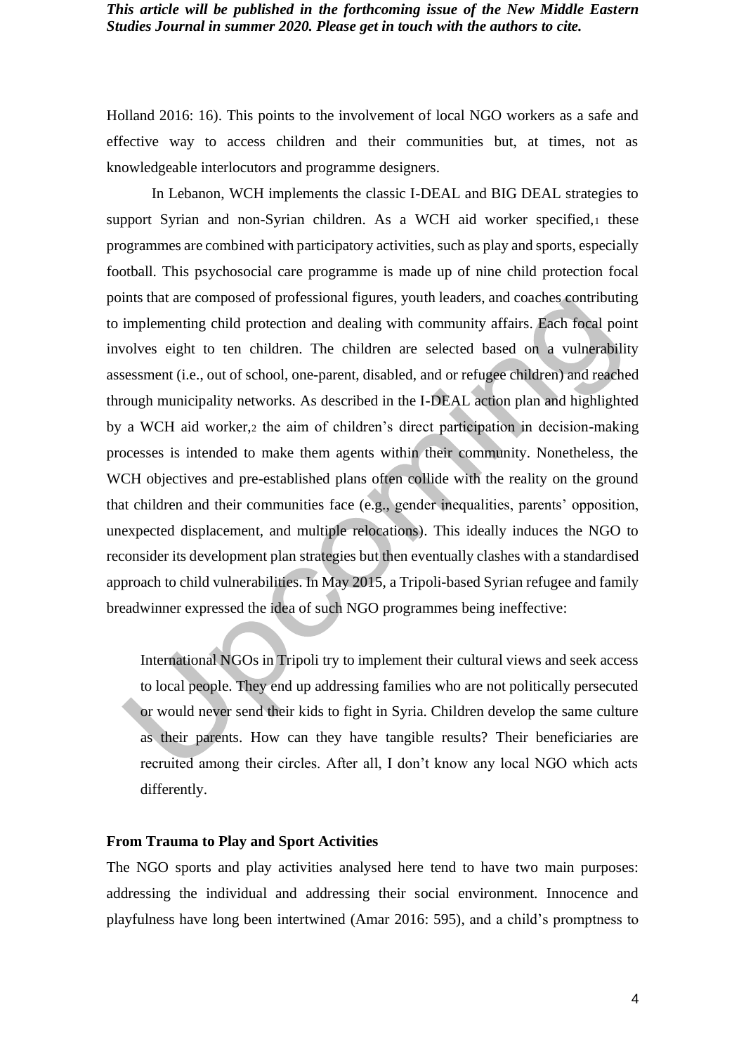Holland 2016: 16). This points to the involvement of local NGO workers as a safe and effective way to access children and their communities but, at times, not as knowledgeable interlocutors and programme designers.

In Lebanon, WCH implements the classic I-DEAL and BIG DEAL strategies to support Syrian and non-Syrian children. As a WCH aid worker specified,[1] these programmes are combined with participatory activities, such as play and sports, especially football. This psychosocial care programme is made up of nine child protection focal points that are composed of professional figures, youth leaders, and coaches contributing to implementing child protection and dealing with community affairs. Each focal point involves eight to ten children. The children are selected based on a vulnerability assessment (i.e., out of school, one-parent, disabled, and or refugee children) and reached through municipality networks. As described in the I-DEAL action plan and highlighted by a WCH aid worker,[2] the aim of children's direct participation in decision-making processes is intended to make them agents within their community. Nonetheless, the WCH objectives and pre-established plans often collide with the reality on the ground that children and their communities face (e.g., gender inequalities, parents' opposition, unexpected displacement, and multiple relocations). This ideally induces the NGO to reconsider its development plan strategies but then eventually clashes with a standardised approach to child vulnerabilities. In May 2015, a Tripoli-based Syrian refugee and family breadwinner expressed the idea of such NGO programmes being ineffective:

> International NGOs in Tripoli try to implement their cultural views and seek access to local people. They end up addressing families who are not politically persecuted or would never send their kids to fight in Syria. Children develop the same culture as their parents. How can they have tangible results? Their beneficiaries are recruited among their circles. After all, I don't know any local NGO which acts differently.

### From Trauma to Play and Sport Activities

The NGO sports and play activities analysed here tend to have two main purposes: addressing the individual and addressing their social environment. Innocence and playfulness have long been intertwined (Amar 2016: 595), and a child's promptness to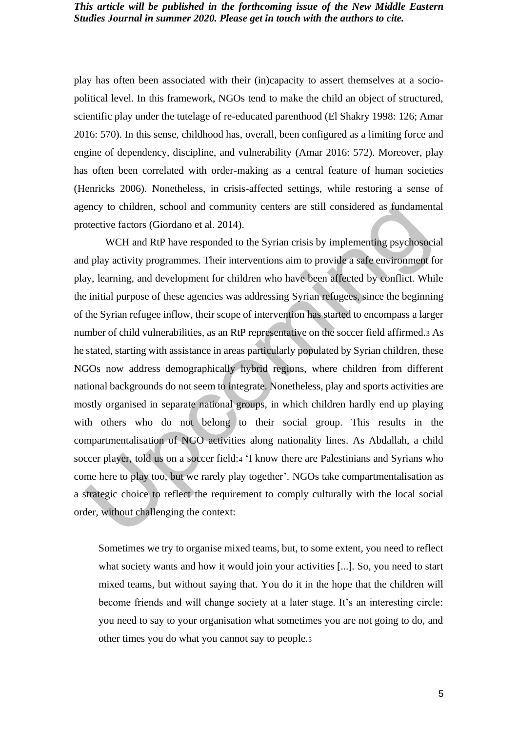play has often been associated with their (in)capacity to assert themselves at a socio-political level. In this framework, NGOs tend to make the child an object of structured, scientific play under the tutelage of re-educated parenthood (El Shakry 1998: 126; Amar 2016: 570). In this sense, childhood has, overall, been configured as a limiting force and engine of dependency, discipline, and vulnerability (Amar 2016: 572). Moreover, play has often been correlated with order-making as a central feature of human societies (Henricks 2006). Nonetheless, in crisis-affected settings, while restoring a sense of agency to children, school and community centers are still considered as fundamental protective factors (Giordano et al. 2014).

WCH and RtP have responded to the Syrian crisis by implementing psychosocial and play activity programmes. Their interventions aim to provide a safe environment for play, learning, and development for children who have been affected by conflict. While the initial purpose of these agencies was addressing Syrian refugees, since the beginning of the Syrian refugee inflow, their scope of intervention has started to encompass a larger number of child vulnerabilities, as an RtP representative on the soccer field affirmed.[3] As he stated, starting with assistance in areas particularly populated by Syrian children, these NGOs now address demographically hybrid regions, where children from different national backgrounds do not seem to integrate. Nonetheless, play and sports activities are mostly organised in separate national groups, in which children hardly end up playing with others who do not belong to their social group. This results in the compartmentalisation of NGO activities along nationality lines. As Abdallah, a child soccer player, told us on a soccer field:[4] 'I know there are Palestinians and Syrians who come here to play too, but we rarely play together'. NGOs take compartmentalisation as a strategic choice to reflect the requirement to comply culturally with the local social order, without challenging the context:

> Sometimes we try to organise mixed teams, but, to some extent, you need to reflect what society wants and how it would join your activities [...]. So, you need to start mixed teams, but without saying that. You do it in the hope that the children will become friends and will change society at a later stage. It's an interesting circle: you need to say to your organisation what sometimes you are not going to do, and other times you do what you cannot say to people.[5]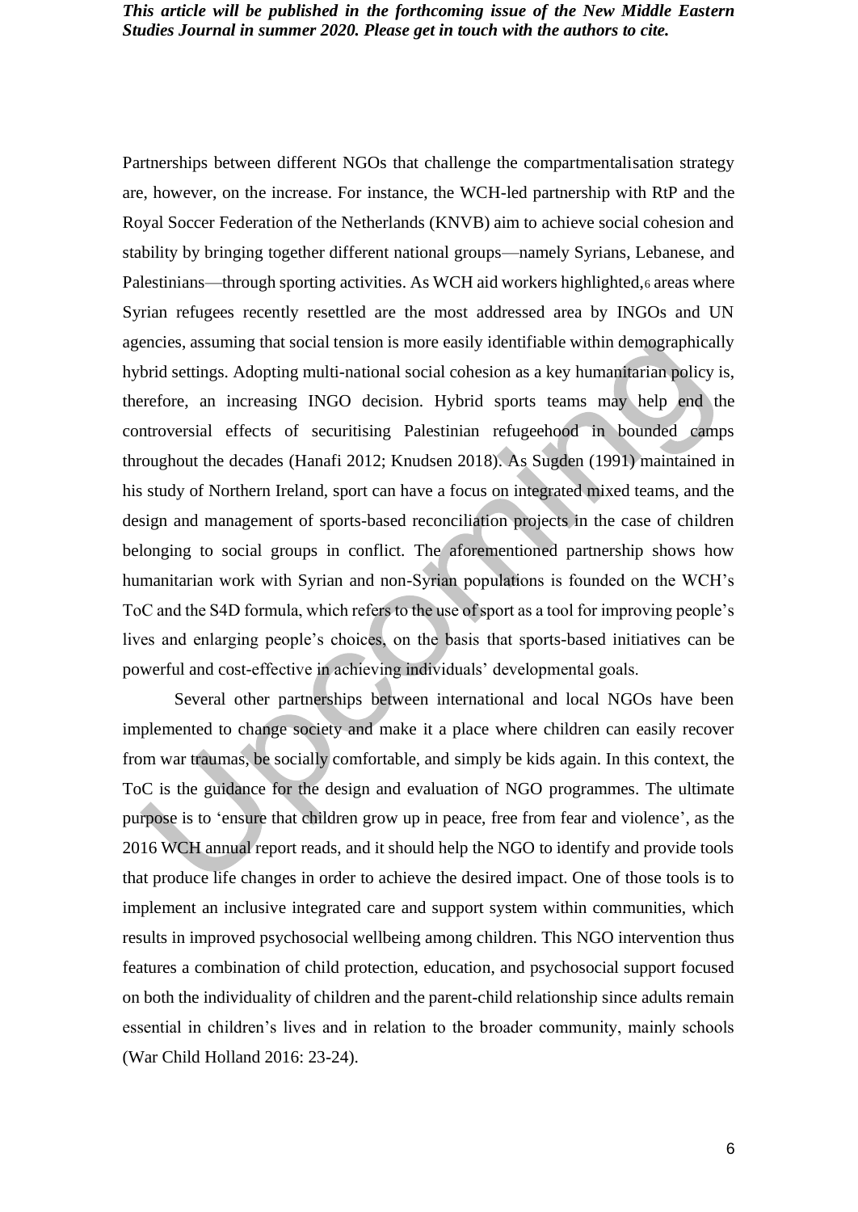Partnerships between different NGOs that challenge the compartmentalisation strategy are, however, on the increase. For instance, the WCH-led partnership with RtP and the Royal Soccer Federation of the Netherlands (KNVB) aim to achieve social cohesion and stability by bringing together different national groups—namely Syrians, Lebanese, and Palestinians—through sporting activities. As WCH aid workers highlighted,[6] areas where Syrian refugees recently resettled are the most addressed area by INGOs and UN agencies, assuming that social tension is more easily identifiable within demographically hybrid settings. Adopting multi-national social cohesion as a key humanitarian policy is, therefore, an increasing INGO decision. Hybrid sports teams may help end the controversial effects of securitising Palestinian refugeehood in bounded camps throughout the decades (Hanafi 2012; Knudsen 2018). As Sugden (1991) maintained in his study of Northern Ireland, sport can have a focus on integrated mixed teams, and the design and management of sports-based reconciliation projects in the case of children belonging to social groups in conflict. The aforementioned partnership shows how humanitarian work with Syrian and non-Syrian populations is founded on the WCH's ToC and the S4D formula, which refers to the use of sport as a tool for improving people's lives and enlarging people's choices, on the basis that sports-based initiatives can be powerful and cost-effective in achieving individuals' developmental goals.

Several other partnerships between international and local NGOs have been implemented to change society and make it a place where children can easily recover from war traumas, be socially comfortable, and simply be kids again. In this context, the ToC is the guidance for the design and evaluation of NGO programmes. The ultimate purpose is to 'ensure that children grow up in peace, free from fear and violence', as the 2016 WCH annual report reads, and it should help the NGO to identify and provide tools that produce life changes in order to achieve the desired impact. One of those tools is to implement an inclusive integrated care and support system within communities, which results in improved psychosocial wellbeing among children. This NGO intervention thus features a combination of child protection, education, and psychosocial support focused on both the individuality of children and the parent-child relationship since adults remain essential in children's lives and in relation to the broader community, mainly schools (War Child Holland 2016: 23-24).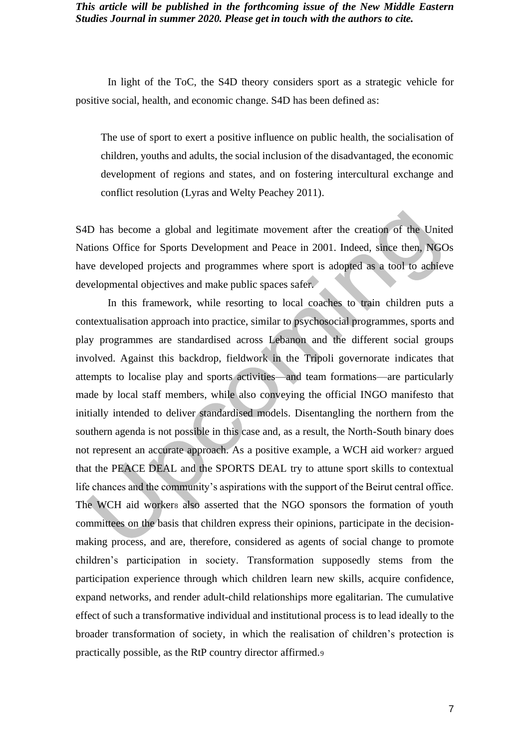In light of the ToC, the S4D theory considers sport as a strategic vehicle for positive social, health, and economic change. S4D has been defined as:

> The use of sport to exert a positive influence on public health, the socialisation of children, youths and adults, the social inclusion of the disadvantaged, the economic development of regions and states, and on fostering intercultural exchange and conflict resolution (Lyras and Welty Peachey 2011).

S4D has become a global and legitimate movement after the creation of the United Nations Office for Sports Development and Peace in 2001. Indeed, since then, NGOs have developed projects and programmes where sport is adopted as a tool to achieve developmental objectives and make public spaces safer.

In this framework, while resorting to local coaches to train children puts a contextualisation approach into practice, similar to psychosocial programmes, sports and play programmes are standardised across Lebanon and the different social groups involved. Against this backdrop, fieldwork in the Tripoli governorate indicates that attempts to localise play and sports activities—and team formations—are particularly made by local staff members, while also conveying the official INGO manifesto that initially intended to deliver standardised models. Disentangling the northern from the southern agenda is not possible in this case and, as a result, the North-South binary does not represent an accurate approach. As a positive example, a WCH aid worker[7] argued that the PEACE DEAL and the SPORTS DEAL try to attune sport skills to contextual life chances and the community's aspirations with the support of the Beirut central office. The WCH aid worker[8] also asserted that the NGO sponsors the formation of youth committees on the basis that children express their opinions, participate in the decision-making process, and are, therefore, considered as agents of social change to promote children's participation in society. Transformation supposedly stems from the participation experience through which children learn new skills, acquire confidence, expand networks, and render adult-child relationships more egalitarian. The cumulative effect of such a transformative individual and institutional process is to lead ideally to the broader transformation of society, in which the realisation of children's protection is practically possible, as the RtP country director affirmed.[9]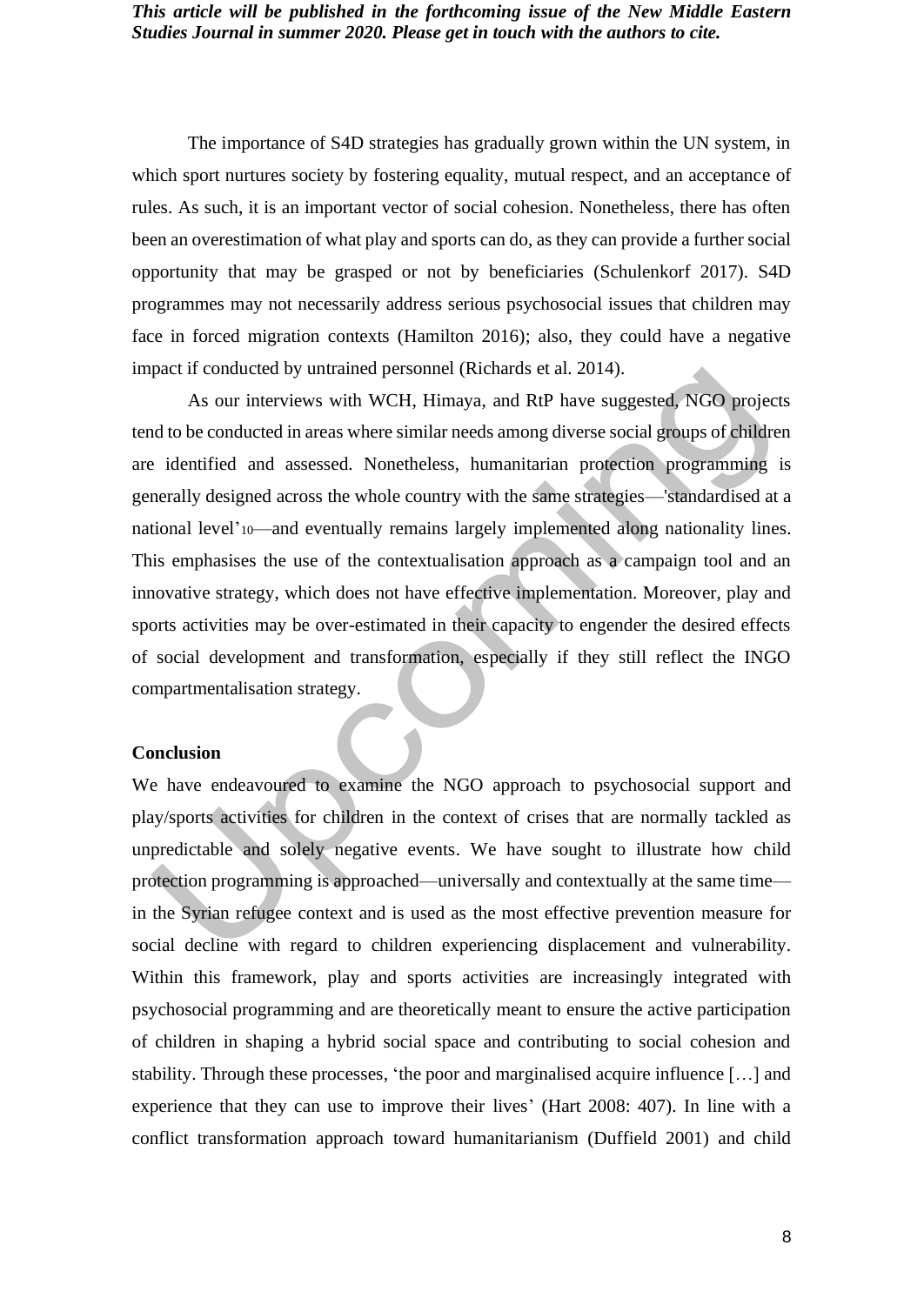The importance of S4D strategies has gradually grown within the UN system, in which sport nurtures society by fostering equality, mutual respect, and an acceptance of rules. As such, it is an important vector of social cohesion. Nonetheless, there has often been an overestimation of what play and sports can do, as they can provide a further social opportunity that may be grasped or not by beneficiaries (Schulenkorf 2017). S4D programmes may not necessarily address serious psychosocial issues that children may face in forced migration contexts (Hamilton 2016); also, they could have a negative impact if conducted by untrained personnel (Richards et al. 2014).

As our interviews with WCH, Himaya, and RtP have suggested, NGO projects tend to be conducted in areas where similar needs among diverse social groups of children are identified and assessed. Nonetheless, humanitarian protection programming is generally designed across the whole country with the same strategies—'standardised at a national level'[10]—and eventually remains largely implemented along nationality lines. This emphasises the use of the contextualisation approach as a campaign tool and an innovative strategy, which does not have effective implementation. Moreover, play and sports activities may be over-estimated in their capacity to engender the desired effects of social development and transformation, especially if they still reflect the INGO compartmentalisation strategy.

## Conclusion

We have endeavoured to examine the NGO approach to psychosocial support and play/sports activities for children in the context of crises that are normally tackled as unpredictable and solely negative events. We have sought to illustrate how child protection programming is approached—universally and contextually at the same time—in the Syrian refugee context and is used as the most effective prevention measure for social decline with regard to children experiencing displacement and vulnerability. Within this framework, play and sports activities are increasingly integrated with psychosocial programming and are theoretically meant to ensure the active participation of children in shaping a hybrid social space and contributing to social cohesion and stability. Through these processes, 'the poor and marginalised acquire influence […] and experience that they can use to improve their lives' (Hart 2008: 407). In line with a conflict transformation approach toward humanitarianism (Duffield 2001) and child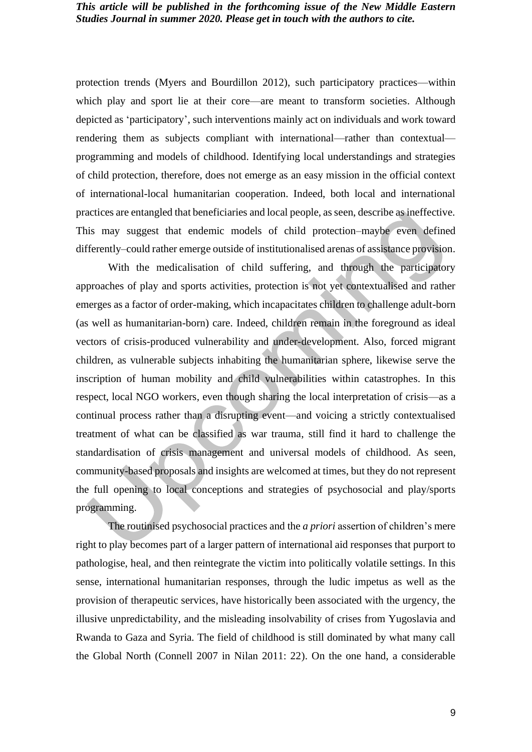protection trends (Myers and Bourdillon 2012), such participatory practices—within which play and sport lie at their core—are meant to transform societies. Although depicted as 'participatory', such interventions mainly act on individuals and work toward rendering them as subjects compliant with international—rather than contextual—programming and models of childhood. Identifying local understandings and strategies of child protection, therefore, does not emerge as an easy mission in the official context of international-local humanitarian cooperation. Indeed, both local and international practices are entangled that beneficiaries and local people, as seen, describe as ineffective. This may suggest that endemic models of child protection–maybe even defined differently–could rather emerge outside of institutionalised arenas of assistance provision.

With the medicalisation of child suffering, and through the participatory approaches of play and sports activities, protection is not yet contextualised and rather emerges as a factor of order-making, which incapacitates children to challenge adult-born (as well as humanitarian-born) care. Indeed, children remain in the foreground as ideal vectors of crisis-produced vulnerability and under-development. Also, forced migrant children, as vulnerable subjects inhabiting the humanitarian sphere, likewise serve the inscription of human mobility and child vulnerabilities within catastrophes. In this respect, local NGO workers, even though sharing the local interpretation of crisis—as a continual process rather than a disrupting event—and voicing a strictly contextualised treatment of what can be classified as war trauma, still find it hard to challenge the standardisation of crisis management and universal models of childhood. As seen, community-based proposals and insights are welcomed at times, but they do not represent the full opening to local conceptions and strategies of psychosocial and play/sports programming.

The routinised psychosocial practices and the *a priori* assertion of children's mere right to play becomes part of a larger pattern of international aid responses that purport to pathologise, heal, and then reintegrate the victim into politically volatile settings. In this sense, international humanitarian responses, through the ludic impetus as well as the provision of therapeutic services, have historically been associated with the urgency, the illusive unpredictability, and the misleading insolvability of crises from Yugoslavia and Rwanda to Gaza and Syria. The field of childhood is still dominated by what many call the Global North (Connell 2007 in Nilan 2011: 22). On the one hand, a considerable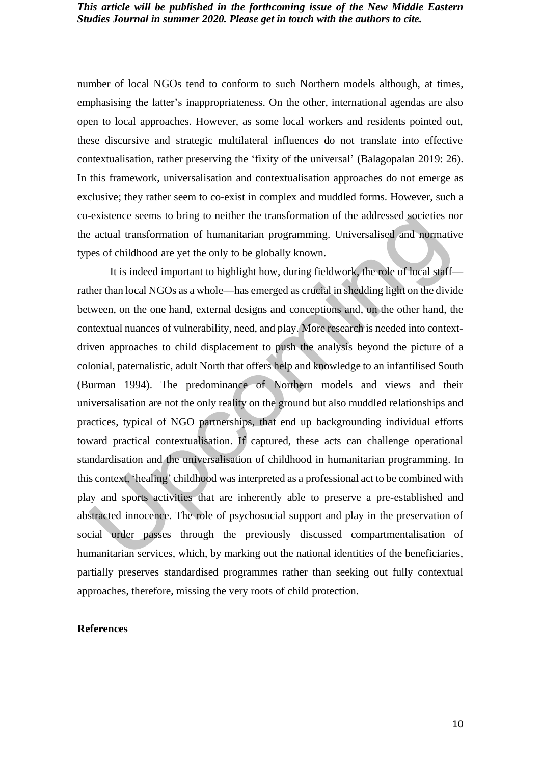number of local NGOs tend to conform to such Northern models although, at times, emphasising the latter's inappropriateness. On the other, international agendas are also open to local approaches. However, as some local workers and residents pointed out, these discursive and strategic multilateral influences do not translate into effective contextualisation, rather preserving the 'fixity of the universal' (Balagopalan 2019: 26). In this framework, universalisation and contextualisation approaches do not emerge as exclusive; they rather seem to co-exist in complex and muddled forms. However, such a co-existence seems to bring to neither the transformation of the addressed societies nor the actual transformation of humanitarian programming. Universalised and normative types of childhood are yet the only to be globally known.

It is indeed important to highlight how, during fieldwork, the role of local staff—rather than local NGOs as a whole—has emerged as crucial in shedding light on the divide between, on the one hand, external designs and conceptions and, on the other hand, the contextual nuances of vulnerability, need, and play. More research is needed into context-driven approaches to child displacement to push the analysis beyond the picture of a colonial, paternalistic, adult North that offers help and knowledge to an infantilised South (Burman 1994). The predominance of Northern models and views and their universalisation are not the only reality on the ground but also muddled relationships and practices, typical of NGO partnerships, that end up backgrounding individual efforts toward practical contextualisation. If captured, these acts can challenge operational standardisation and the universalisation of childhood in humanitarian programming. In this context, 'healing' childhood was interpreted as a professional act to be combined with play and sports activities that are inherently able to preserve a pre-established and abstracted innocence. The role of psychosocial support and play in the preservation of social order passes through the previously discussed compartmentalisation of humanitarian services, which, by marking out the national identities of the beneficiaries, partially preserves standardised programmes rather than seeking out fully contextual approaches, therefore, missing the very roots of child protection.

**References**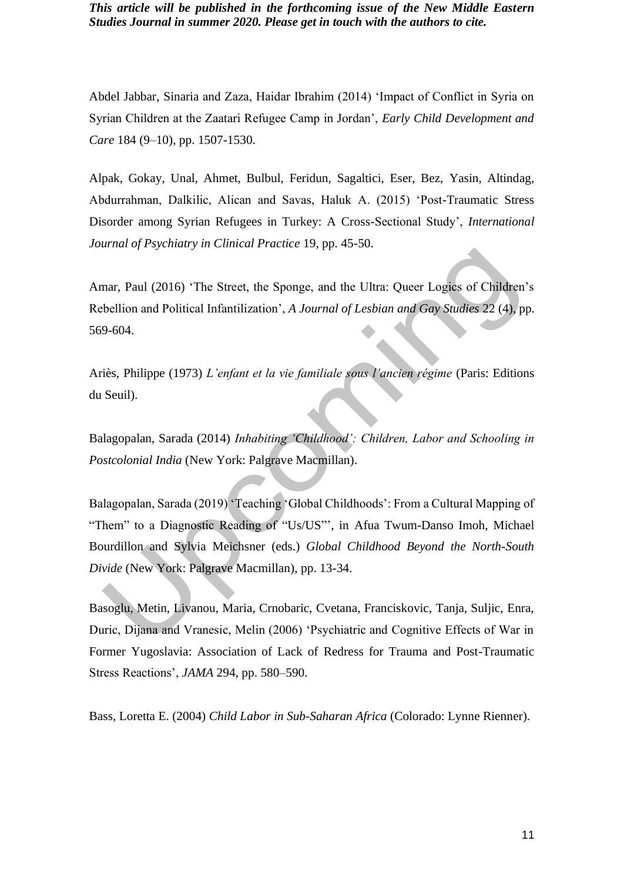Abdel Jabbar, Sinaria and Zaza, Haidar Ibrahim (2014) 'Impact of Conflict in Syria on Syrian Children at the Zaatari Refugee Camp in Jordan', *Early Child Development and Care* 184 (9–10), pp. 1507-1530.

Alpak, Gokay, Unal, Ahmet, Bulbul, Feridun, Sagaltici, Eser, Bez, Yasin, Altindag, Abdurrahman, Dalkilic, Alican and Savas, Haluk A. (2015) 'Post-Traumatic Stress Disorder among Syrian Refugees in Turkey: A Cross-Sectional Study', *International Journal of Psychiatry in Clinical Practice* 19, pp. 45-50.

Amar, Paul (2016) 'The Street, the Sponge, and the Ultra: Queer Logics of Children's Rebellion and Political Infantilization', *A Journal of Lesbian and Gay Studies* 22 (4), pp. 569-604.

Ariès, Philippe (1973) *L'enfant et la vie familiale sous l'ancien régime* (Paris: Editions du Seuil).

Balagopalan, Sarada (2014) *Inhabiting 'Childhood': Children, Labor and Schooling in Postcolonial India* (New York: Palgrave Macmillan).

Balagopalan, Sarada (2019) 'Teaching 'Global Childhoods': From a Cultural Mapping of "Them" to a Diagnostic Reading of "Us/US"', in Afua Twum-Danso Imoh, Michael Bourdillon and Sylvia Meichsner (eds.) *Global Childhood Beyond the North-South Divide* (New York: Palgrave Macmillan), pp. 13-34.

Basoglu, Metin, Livanou, Maria, Crnobaric, Cvetana, Franciskovic, Tanja, Suljic, Enra, Duric, Dijana and Vranesic, Melin (2006) 'Psychiatric and Cognitive Effects of War in Former Yugoslavia: Association of Lack of Redress for Trauma and Post-Traumatic Stress Reactions', *JAMA* 294, pp. 580–590.

Bass, Loretta E. (2004) *Child Labor in Sub-Saharan Africa* (Colorado: Lynne Rienner).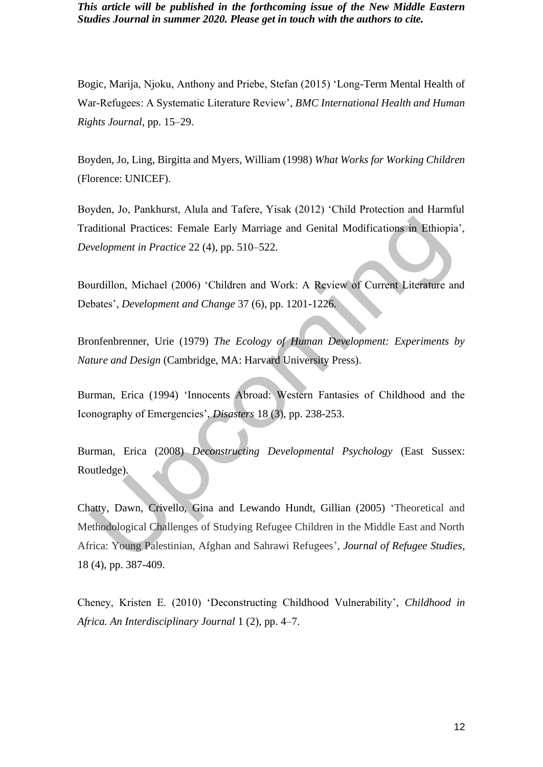Bogic, Marija, Njoku, Anthony and Priebe, Stefan (2015) 'Long-Term Mental Health of War-Refugees: A Systematic Literature Review', *BMC International Health and Human Rights Journal*, pp. 15–29.

Boyden, Jo, Ling, Birgitta and Myers, William (1998) *What Works for Working Children* (Florence: UNICEF).

Boyden, Jo, Pankhurst, Alula and Tafere, Yisak (2012) 'Child Protection and Harmful Traditional Practices: Female Early Marriage and Genital Modifications in Ethiopia', *Development in Practice* 22 (4), pp. 510–522.

Bourdillon, Michael (2006) 'Children and Work: A Review of Current Literature and Debates', *Development and Change* 37 (6), pp. 1201-1226.

Bronfenbrenner, Urie (1979) *The Ecology of Human Development: Experiments by Nature and Design* (Cambridge, MA: Harvard University Press).

Burman, Erica (1994) 'Innocents Abroad: Western Fantasies of Childhood and the Iconography of Emergencies', *Disasters* 18 (3), pp. 238-253.

Burman, Erica (2008) *Deconstructing Developmental Psychology* (East Sussex: Routledge).

Chatty, Dawn, Crivello, Gina and Lewando Hundt, Gillian (2005) 'Theoretical and Methodological Challenges of Studying Refugee Children in the Middle East and North Africa: Young Palestinian, Afghan and Sahrawi Refugees', *Journal of Refugee Studies*, 18 (4), pp. 387-409.

Cheney, Kristen E. (2010) 'Deconstructing Childhood Vulnerability', *Childhood in Africa. An Interdisciplinary Journal* 1 (2), pp. 4–7.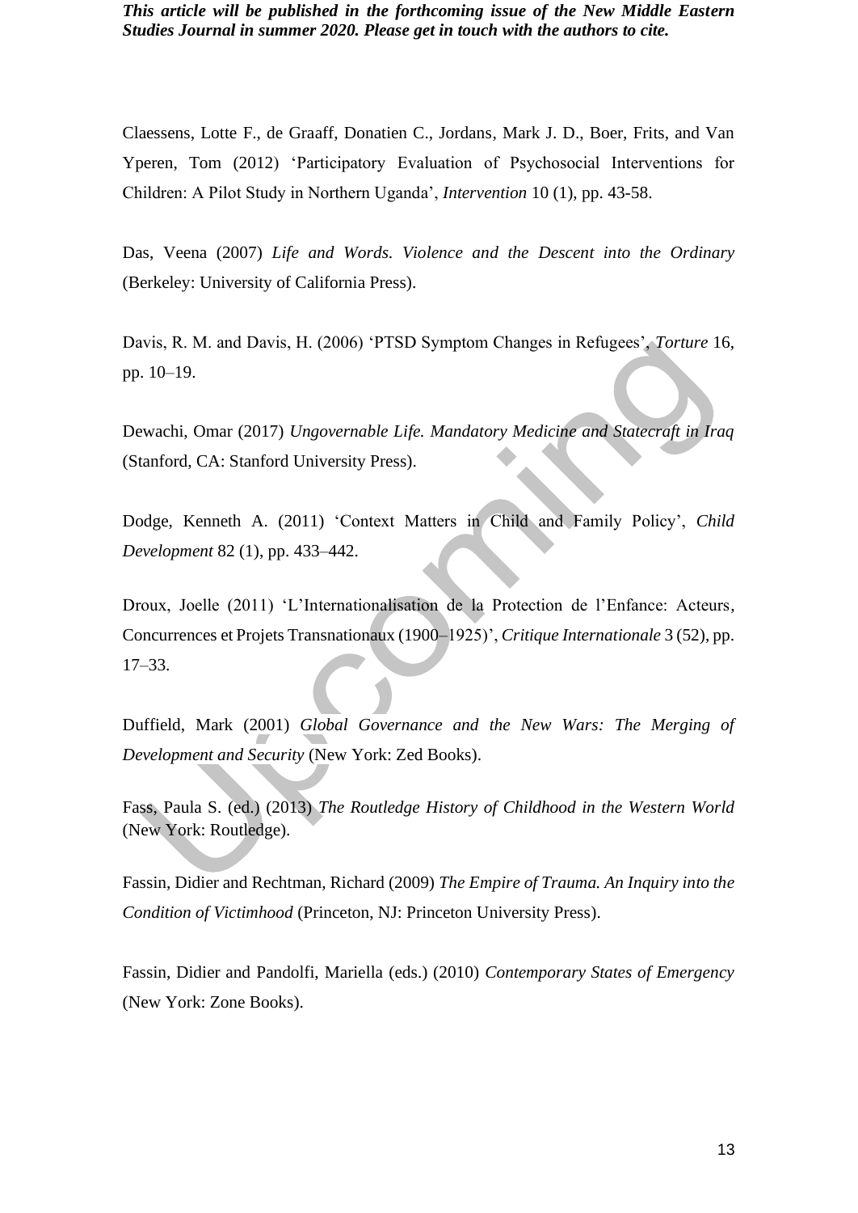Claessens, Lotte F., de Graaff, Donatien C., Jordans, Mark J. D., Boer, Frits, and Van Yperen, Tom (2012) ‘Participatory Evaluation of Psychosocial Interventions for Children: A Pilot Study in Northern Uganda’, *Intervention* 10 (1), pp. 43-58.

Das, Veena (2007) *Life and Words. Violence and the Descent into the Ordinary* (Berkeley: University of California Press).

Davis, R. M. and Davis, H. (2006) ‘PTSD Symptom Changes in Refugees’, *Torture* 16, pp. 10–19.

Dewachi, Omar (2017) *Ungovernable Life. Mandatory Medicine and Statecraft in Iraq* (Stanford, CA: Stanford University Press).

Dodge, Kenneth A. (2011) ‘Context Matters in Child and Family Policy’, *Child Development* 82 (1), pp. 433–442.

Droux, Joelle (2011) ‘L’Internationalisation de la Protection de l’Enfance: Acteurs, Concurrences et Projets Transnationaux (1900–1925)’, *Critique Internationale* 3 (52), pp. 17–33.

Duffield, Mark (2001) *Global Governance and the New Wars: The Merging of Development and Security* (New York: Zed Books).

Fass, Paula S. (ed.) (2013) *The Routledge History of Childhood in the Western World* (New York: Routledge).

Fassin, Didier and Rechtman, Richard (2009) *The Empire of Trauma. An Inquiry into the Condition of Victimhood* (Princeton, NJ: Princeton University Press).

Fassin, Didier and Pandolfi, Mariella (eds.) (2010) *Contemporary States of Emergency* (New York: Zone Books).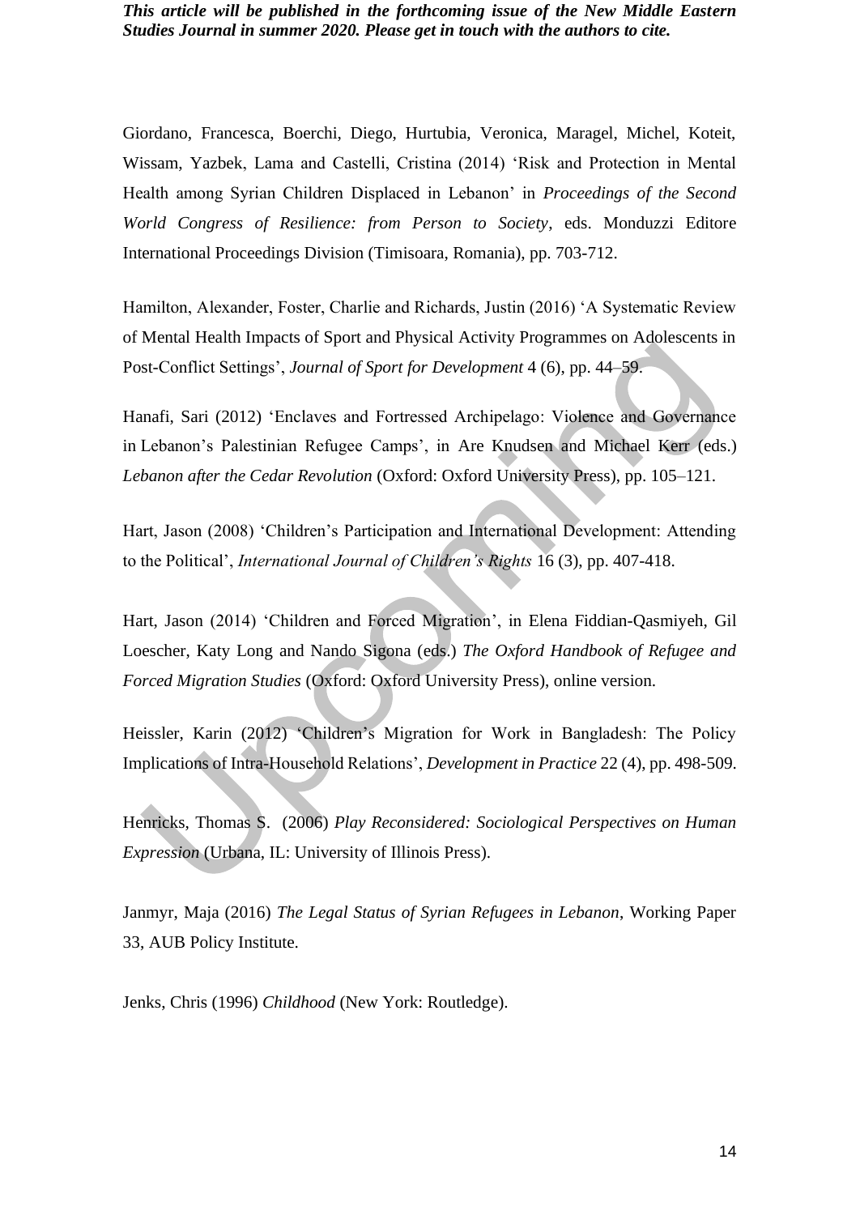Giordano, Francesca, Boerchi, Diego, Hurtubia, Veronica, Maragel, Michel, Koteit, Wissam, Yazbek, Lama and Castelli, Cristina (2014) 'Risk and Protection in Mental Health among Syrian Children Displaced in Lebanon' in *Proceedings of the Second World Congress of Resilience: from Person to Society*, eds. Monduzzi Editore International Proceedings Division (Timisoara, Romania), pp. 703-712.

Hamilton, Alexander, Foster, Charlie and Richards, Justin (2016) 'A Systematic Review of Mental Health Impacts of Sport and Physical Activity Programmes on Adolescents in Post-Conflict Settings', *Journal of Sport for Development* 4 (6), pp. 44–59.

Hanafi, Sari (2012) 'Enclaves and Fortressed Archipelago: Violence and Governance in Lebanon's Palestinian Refugee Camps', in Are Knudsen and Michael Kerr (eds.) *Lebanon after the Cedar Revolution* (Oxford: Oxford University Press), pp. 105–121.

Hart, Jason (2008) 'Children's Participation and International Development: Attending to the Political', *International Journal of Children's Rights* 16 (3), pp. 407-418.

Hart, Jason (2014) 'Children and Forced Migration', in Elena Fiddian-Qasmiyeh, Gil Loescher, Katy Long and Nando Sigona (eds.) *The Oxford Handbook of Refugee and Forced Migration Studies* (Oxford: Oxford University Press), online version.

Heissler, Karin (2012) 'Children's Migration for Work in Bangladesh: The Policy Implications of Intra-Household Relations', *Development in Practice* 22 (4), pp. 498-509.

Henricks, Thomas S. (2006) *Play Reconsidered: Sociological Perspectives on Human Expression* (Urbana, IL: University of Illinois Press).

Janmyr, Maja (2016) *The Legal Status of Syrian Refugees in Lebanon*, Working Paper 33, AUB Policy Institute.

Jenks, Chris (1996) *Childhood* (New York: Routledge).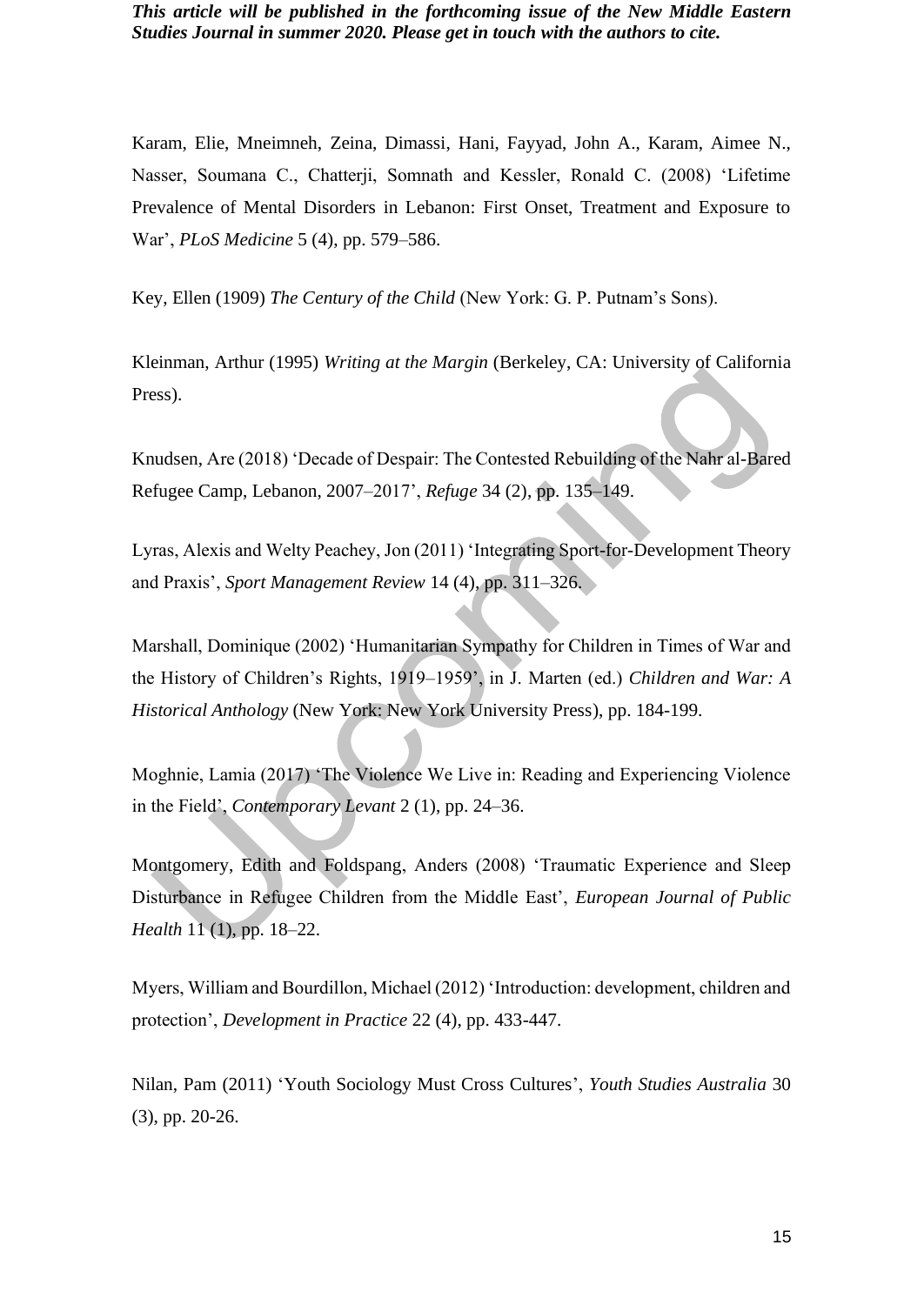Karam, Elie, Mneimneh, Zeina, Dimassi, Hani, Fayyad, John A., Karam, Aimee N., Nasser, Soumana C., Chatterji, Somnath and Kessler, Ronald C. (2008) 'Lifetime Prevalence of Mental Disorders in Lebanon: First Onset, Treatment and Exposure to War', *PLoS Medicine* 5 (4), pp. 579–586.

Key, Ellen (1909) *The Century of the Child* (New York: G. P. Putnam's Sons).

Kleinman, Arthur (1995) *Writing at the Margin* (Berkeley, CA: University of California Press).

Knudsen, Are (2018) 'Decade of Despair: The Contested Rebuilding of the Nahr al-Bared Refugee Camp, Lebanon, 2007–2017', *Refuge* 34 (2), pp. 135–149.

Lyras, Alexis and Welty Peachey, Jon (2011) 'Integrating Sport-for-Development Theory and Praxis', *Sport Management Review* 14 (4), pp. 311–326.

Marshall, Dominique (2002) 'Humanitarian Sympathy for Children in Times of War and the History of Children's Rights, 1919–1959', in J. Marten (ed.) *Children and War: A Historical Anthology* (New York: New York University Press), pp. 184-199.

Moghnie, Lamia (2017) 'The Violence We Live in: Reading and Experiencing Violence in the Field', *Contemporary Levant* 2 (1), pp. 24–36.

Montgomery, Edith and Foldspang, Anders (2008) 'Traumatic Experience and Sleep Disturbance in Refugee Children from the Middle East', *European Journal of Public Health* 11 (1), pp. 18–22.

Myers, William and Bourdillon, Michael (2012) 'Introduction: development, children and protection', *Development in Practice* 22 (4), pp. 433-447.

Nilan, Pam (2011) 'Youth Sociology Must Cross Cultures', *Youth Studies Australia* 30 (3), pp. 20-26.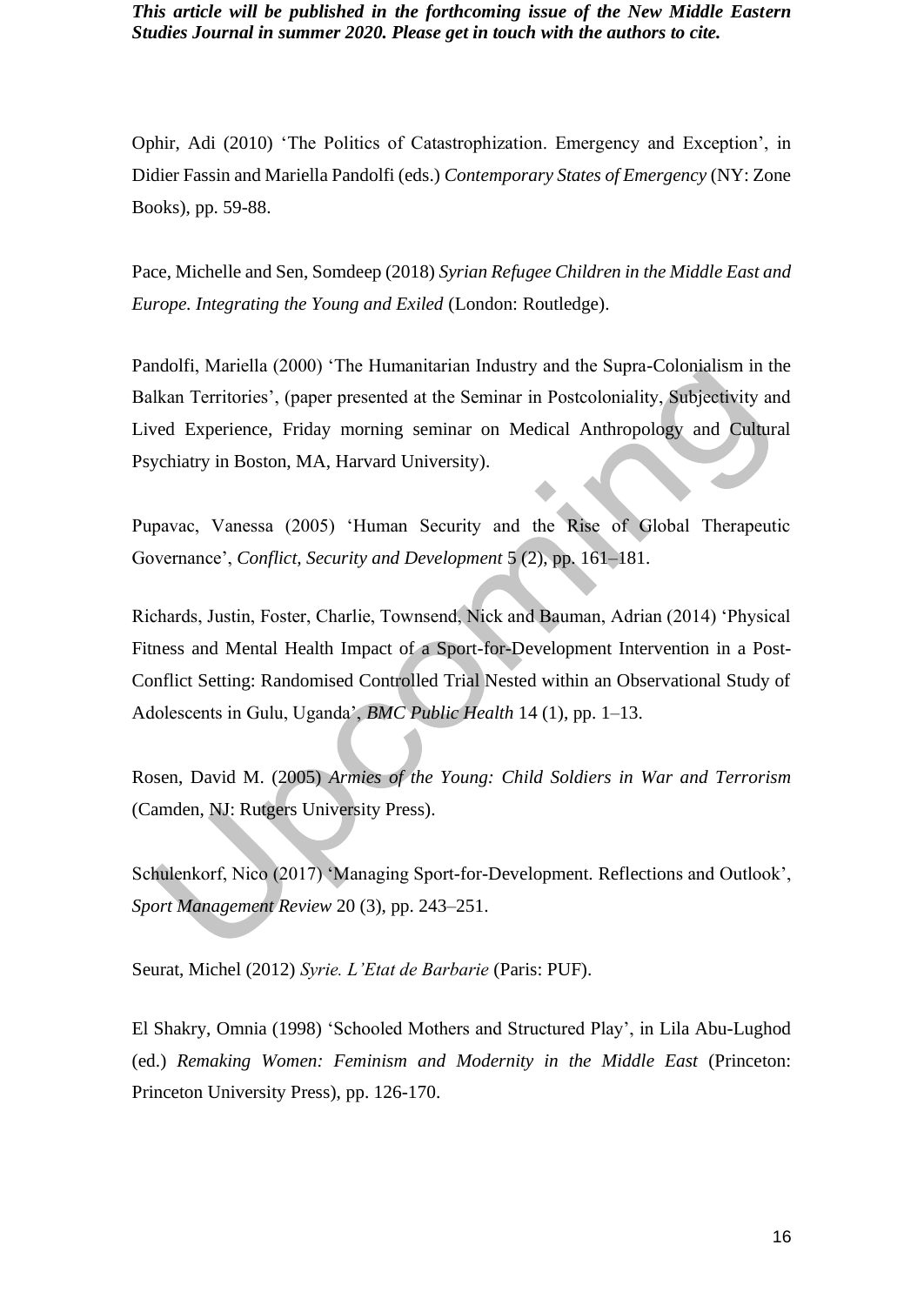Ophir, Adi (2010) 'The Politics of Catastrophization. Emergency and Exception', in Didier Fassin and Mariella Pandolfi (eds.) *Contemporary States of Emergency* (NY: Zone Books), pp. 59-88.

Pace, Michelle and Sen, Somdeep (2018) *Syrian Refugee Children in the Middle East and Europe. Integrating the Young and Exiled* (London: Routledge).

Pandolfi, Mariella (2000) 'The Humanitarian Industry and the Supra-Colonialism in the Balkan Territories', (paper presented at the Seminar in Postcoloniality, Subjectivity and Lived Experience, Friday morning seminar on Medical Anthropology and Cultural Psychiatry in Boston, MA, Harvard University).

Pupavac, Vanessa (2005) 'Human Security and the Rise of Global Therapeutic Governance', *Conflict, Security and Development* 5 (2), pp. 161–181.

Richards, Justin, Foster, Charlie, Townsend, Nick and Bauman, Adrian (2014) 'Physical Fitness and Mental Health Impact of a Sport-for-Development Intervention in a Post-Conflict Setting: Randomised Controlled Trial Nested within an Observational Study of Adolescents in Gulu, Uganda', *BMC Public Health* 14 (1), pp. 1–13.

Rosen, David M. (2005) *Armies of the Young: Child Soldiers in War and Terrorism* (Camden, NJ: Rutgers University Press).

Schulenkorf, Nico (2017) 'Managing Sport-for-Development. Reflections and Outlook', *Sport Management Review* 20 (3), pp. 243–251.

Seurat, Michel (2012) *Syrie. L'Etat de Barbarie* (Paris: PUF).

El Shakry, Omnia (1998) 'Schooled Mothers and Structured Play', in Lila Abu-Lughod (ed.) *Remaking Women: Feminism and Modernity in the Middle East* (Princeton: Princeton University Press), pp. 126-170.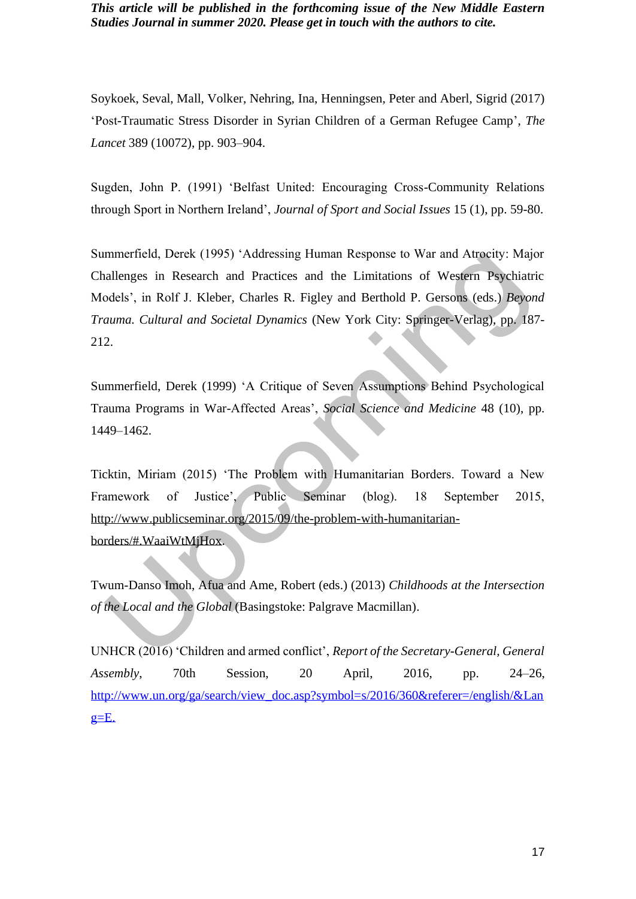Soykoek, Seval, Mall, Volker, Nehring, Ina, Henningsen, Peter and Aberl, Sigrid (2017) 'Post-Traumatic Stress Disorder in Syrian Children of a German Refugee Camp', *The Lancet* 389 (10072), pp. 903–904.

Sugden, John P. (1991) 'Belfast United: Encouraging Cross-Community Relations through Sport in Northern Ireland', *Journal of Sport and Social Issues* 15 (1), pp. 59-80.

Summerfield, Derek (1995) 'Addressing Human Response to War and Atrocity: Major Challenges in Research and Practices and the Limitations of Western Psychiatric Models', in Rolf J. Kleber, Charles R. Figley and Berthold P. Gersons (eds.) *Beyond Trauma. Cultural and Societal Dynamics* (New York City: Springer-Verlag), pp. 187-212.

Summerfield, Derek (1999) 'A Critique of Seven Assumptions Behind Psychological Trauma Programs in War-Affected Areas', *Social Science and Medicine* 48 (10), pp. 1449–1462.

Ticktin, Miriam (2015) 'The Problem with Humanitarian Borders. Toward a New Framework of Justice', Public Seminar (blog). 18 September 2015, http://www.publicseminar.org/2015/09/the-problem-with-humanitarian-borders/#.WaaiWtMjHox.

Twum-Danso Imoh, Afua and Ame, Robert (eds.) (2013) *Childhoods at the Intersection of the Local and the Global* (Basingstoke: Palgrave Macmillan).

UNHCR (2016) 'Children and armed conflict', *Report of the Secretary-General, General Assembly*, 70th Session, 20 April, 2016, pp. 24–26, http://www.un.org/ga/search/view_doc.asp?symbol=s/2016/360&referer=/english/&Lang=E.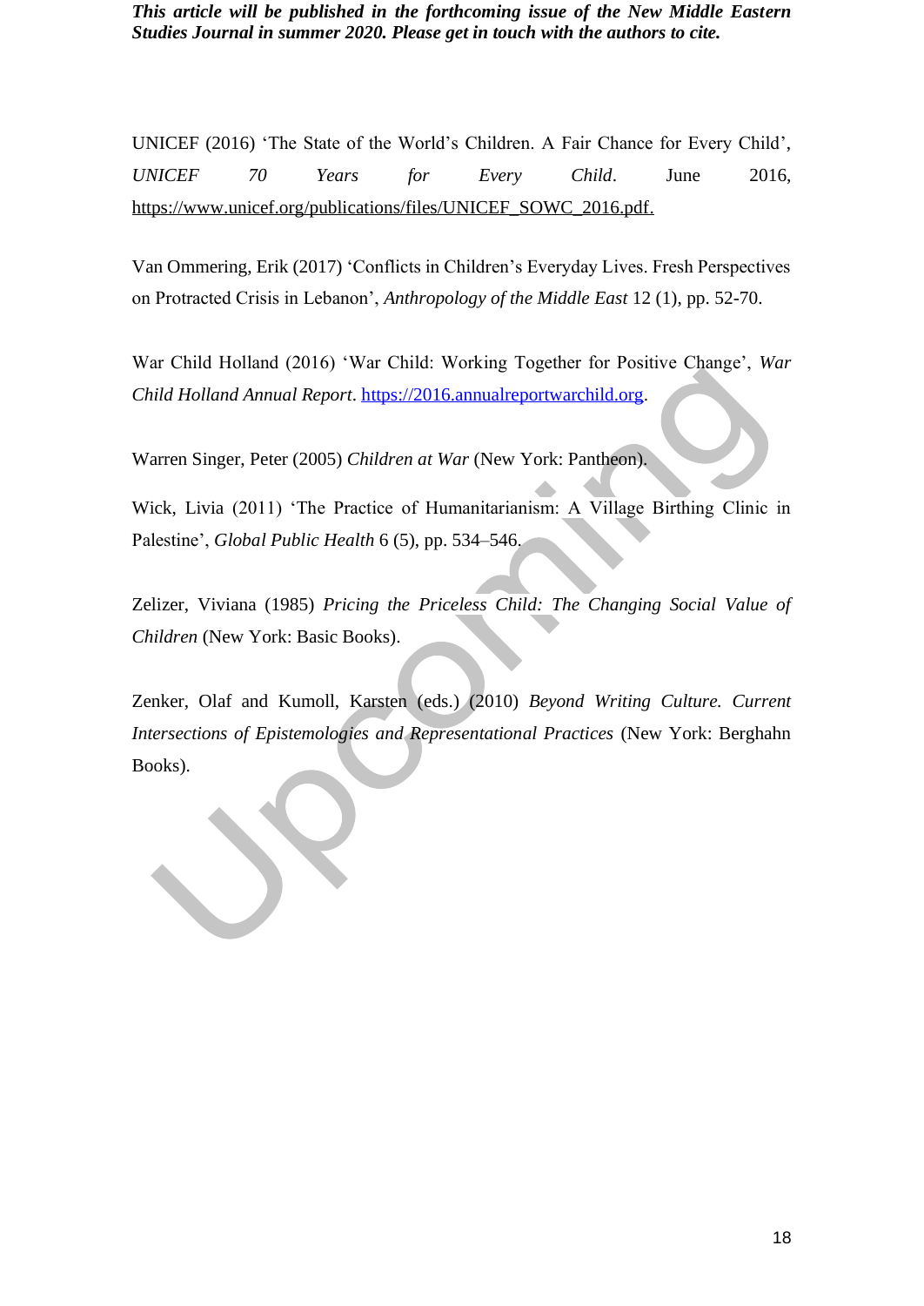UNICEF (2016) 'The State of the World's Children. A Fair Chance for Every Child', *UNICEF 70 Years for Every Child*. June 2016, https://www.unicef.org/publications/files/UNICEF_SOWC_2016.pdf.

Van Ommering, Erik (2017) 'Conflicts in Children's Everyday Lives. Fresh Perspectives on Protracted Crisis in Lebanon', *Anthropology of the Middle East* 12 (1), pp. 52-70.

War Child Holland (2016) 'War Child: Working Together for Positive Change', *War Child Holland Annual Report*. https://2016.annualreportwarchild.org.

Warren Singer, Peter (2005) *Children at War* (New York: Pantheon).

Wick, Livia (2011) 'The Practice of Humanitarianism: A Village Birthing Clinic in Palestine', *Global Public Health* 6 (5), pp. 534–546.

Zelizer, Viviana (1985) *Pricing the Priceless Child: The Changing Social Value of Children* (New York: Basic Books).

Zenker, Olaf and Kumoll, Karsten (eds.) (2010) *Beyond Writing Culture. Current Intersections of Epistemologies and Representational Practices* (New York: Berghahn Books).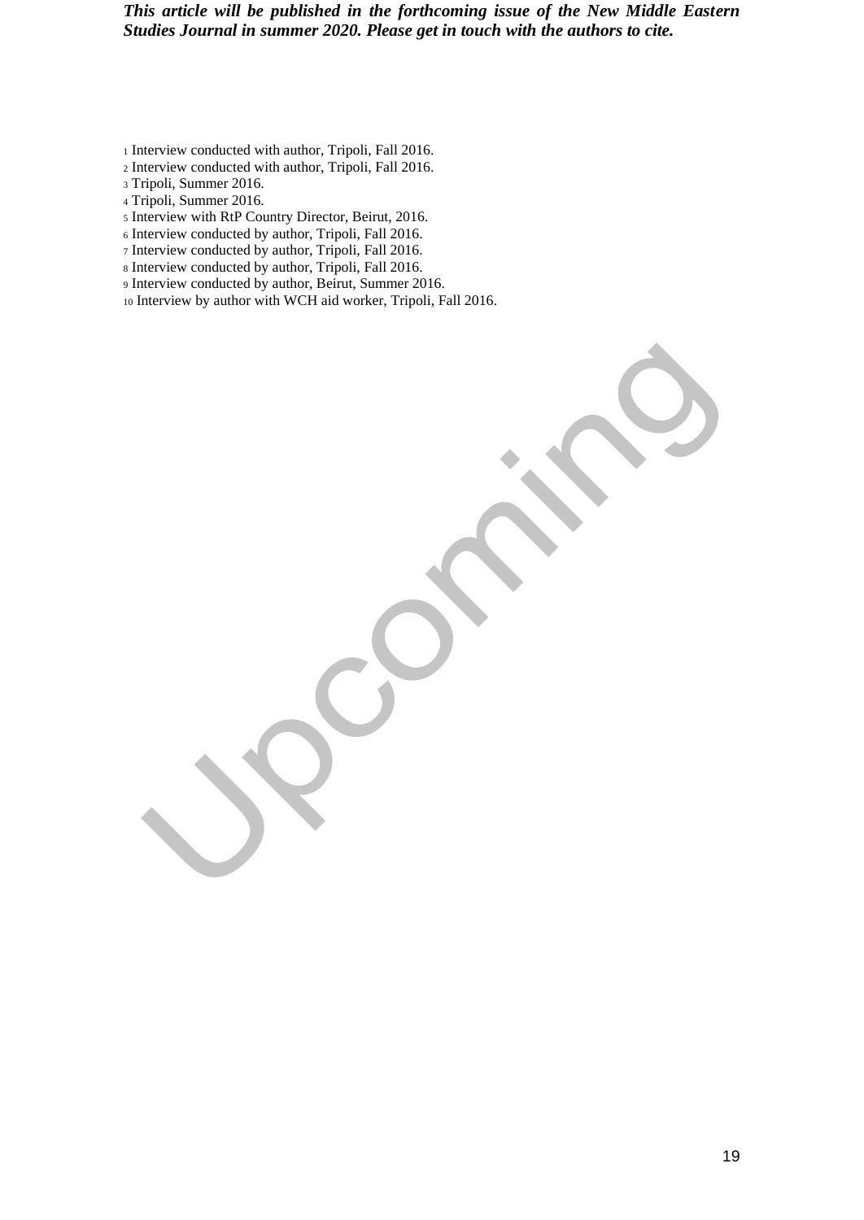1 Interview conducted with author, Tripoli, Fall 2016.
2 Interview conducted with author, Tripoli, Fall 2016.
3 Tripoli, Summer 2016.
4 Tripoli, Summer 2016.
5 Interview with RtP Country Director, Beirut, 2016.
6 Interview conducted by author, Tripoli, Fall 2016.
7 Interview conducted by author, Tripoli, Fall 2016.
8 Interview conducted by author, Tripoli, Fall 2016.
9 Interview conducted by author, Beirut, Summer 2016.
10 Interview by author with WCH aid worker, Tripoli, Fall 2016.